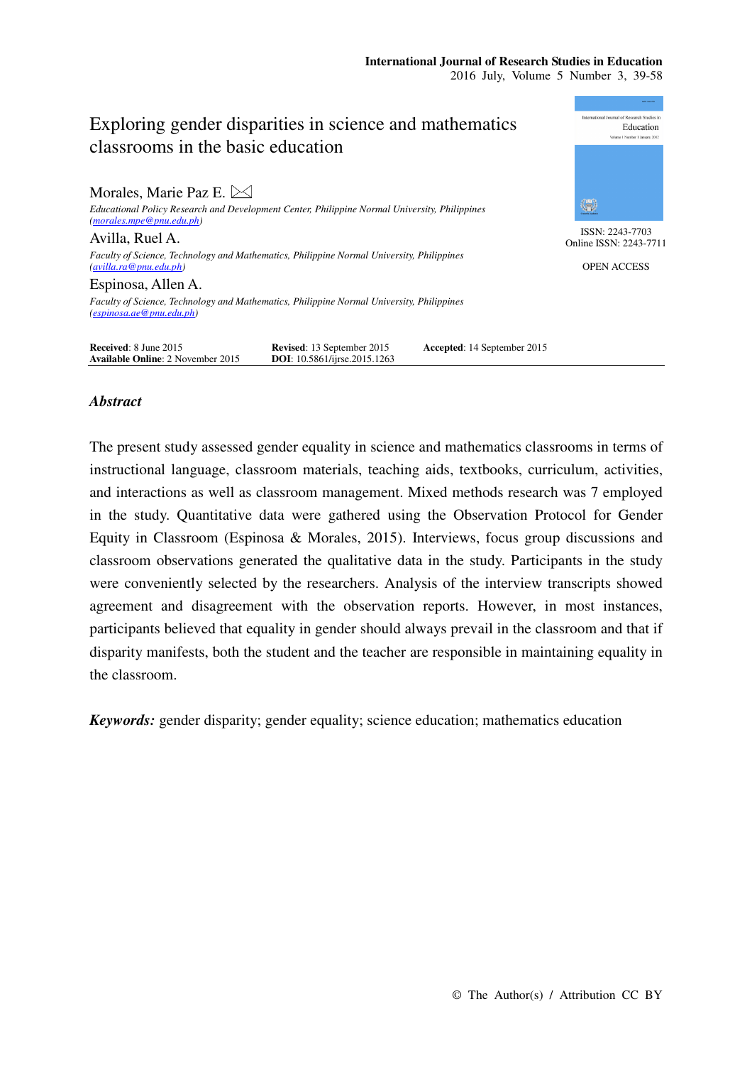**International Journal of Research Studies in Education**
2016 July, Volume 5 Number 3, 39-58

# Exploring gender disparities in science and mathematics classrooms in the basic education

ISSN: 2243-7703
Online ISSN: 2243-7711

OPEN ACCESS

Morales, Marie Paz E.
*Educational Policy Research and Development Center, Philippine Normal University, Philippines (morales.mpe@pnu.edu.ph)*

Avilla, Ruel A.
*Faculty of Science, Technology and Mathematics, Philippine Normal University, Philippines (avilla.ra@pnu.edu.ph)*

Espinosa, Allen A.
*Faculty of Science, Technology and Mathematics, Philippine Normal University, Philippines (espinosa.ae@pnu.edu.ph)*

**Received**: 8 June 2015 **Revised**: 13 September 2015 **Accepted**: 14 September 2015
**Available Online**: 2 November 2015 **DOI**: 10.5861/ijrse.2015.1263

## *Abstract*

The present study assessed gender equality in science and mathematics classrooms in terms of instructional language, classroom materials, teaching aids, textbooks, curriculum, activities, and interactions as well as classroom management. Mixed methods research was 7 employed in the study. Quantitative data were gathered using the Observation Protocol for Gender Equity in Classroom (Espinosa & Morales, 2015). Interviews, focus group discussions and classroom observations generated the qualitative data in the study. Participants in the study were conveniently selected by the researchers. Analysis of the interview transcripts showed agreement and disagreement with the observation reports. However, in most instances, participants believed that equality in gender should always prevail in the classroom and that if disparity manifests, both the student and the teacher are responsible in maintaining equality in the classroom.

***Keywords:*** gender disparity; gender equality; science education; mathematics education

© The Author(s) / Attribution CC BY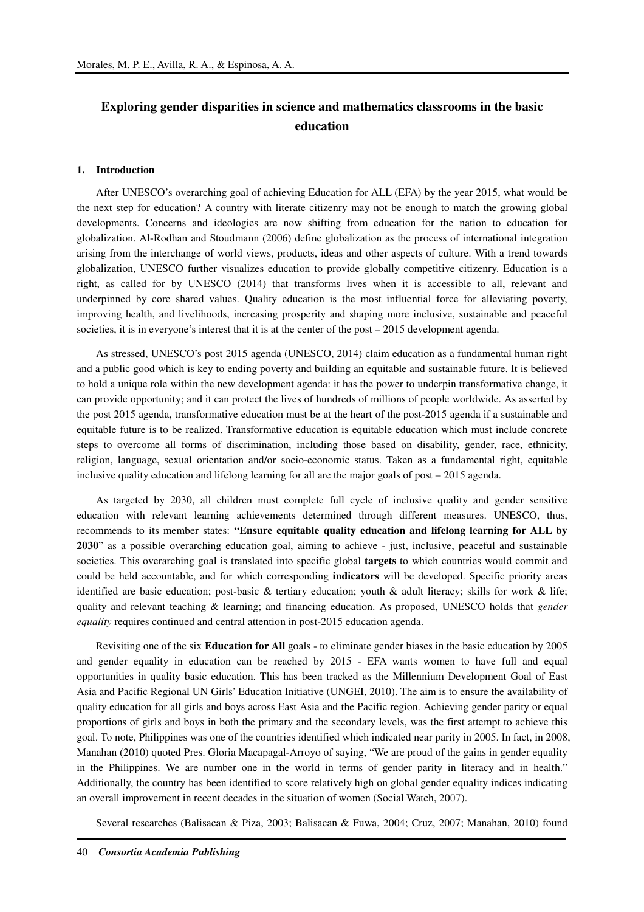# Exploring gender disparities in science and mathematics classrooms in the basic education

## 1. Introduction

After UNESCO's overarching goal of achieving Education for ALL (EFA) by the year 2015, what would be the next step for education? A country with literate citizenry may not be enough to match the growing global developments. Concerns and ideologies are now shifting from education for the nation to education for globalization. Al-Rodhan and Stoudmann (2006) define globalization as the process of international integration arising from the interchange of world views, products, ideas and other aspects of culture. With a trend towards globalization, UNESCO further visualizes education to provide globally competitive citizenry. Education is a right, as called for by UNESCO (2014) that transforms lives when it is accessible to all, relevant and underpinned by core shared values. Quality education is the most influential force for alleviating poverty, improving health, and livelihoods, increasing prosperity and shaping more inclusive, sustainable and peaceful societies, it is in everyone's interest that it is at the center of the post – 2015 development agenda.

As stressed, UNESCO's post 2015 agenda (UNESCO, 2014) claim education as a fundamental human right and a public good which is key to ending poverty and building an equitable and sustainable future. It is believed to hold a unique role within the new development agenda: it has the power to underpin transformative change, it can provide opportunity; and it can protect the lives of hundreds of millions of people worldwide. As asserted by the post 2015 agenda, transformative education must be at the heart of the post-2015 agenda if a sustainable and equitable future is to be realized. Transformative education is equitable education which must include concrete steps to overcome all forms of discrimination, including those based on disability, gender, race, ethnicity, religion, language, sexual orientation and/or socio-economic status. Taken as a fundamental right, equitable inclusive quality education and lifelong learning for all are the major goals of post – 2015 agenda.

As targeted by 2030, all children must complete full cycle of inclusive quality and gender sensitive education with relevant learning achievements determined through different measures. UNESCO, thus, recommends to its member states: **"Ensure equitable quality education and lifelong learning for ALL by 2030"** as a possible overarching education goal, aiming to achieve - just, inclusive, peaceful and sustainable societies. This overarching goal is translated into specific global **targets** to which countries would commit and could be held accountable, and for which corresponding **indicators** will be developed. Specific priority areas identified are basic education; post-basic & tertiary education; youth & adult literacy; skills for work & life; quality and relevant teaching & learning; and financing education. As proposed, UNESCO holds that *gender equality* requires continued and central attention in post-2015 education agenda.

Revisiting one of the six **Education for All** goals - to eliminate gender biases in the basic education by 2005 and gender equality in education can be reached by 2015 - EFA wants women to have full and equal opportunities in quality basic education. This has been tracked as the Millennium Development Goal of East Asia and Pacific Regional UN Girls' Education Initiative (UNGEI, 2010). The aim is to ensure the availability of quality education for all girls and boys across East Asia and the Pacific region. Achieving gender parity or equal proportions of girls and boys in both the primary and the secondary levels, was the first attempt to achieve this goal. To note, Philippines was one of the countries identified which indicated near parity in 2005. In fact, in 2008, Manahan (2010) quoted Pres. Gloria Macapagal-Arroyo of saying, "We are proud of the gains in gender equality in the Philippines. We are number one in the world in terms of gender parity in literacy and in health." Additionally, the country has been identified to score relatively high on global gender equality indices indicating an overall improvement in recent decades in the situation of women (Social Watch, 2007).

Several researches (Balisacan & Piza, 2003; Balisacan & Fuwa, 2004; Cruz, 2007; Manahan, 2010) found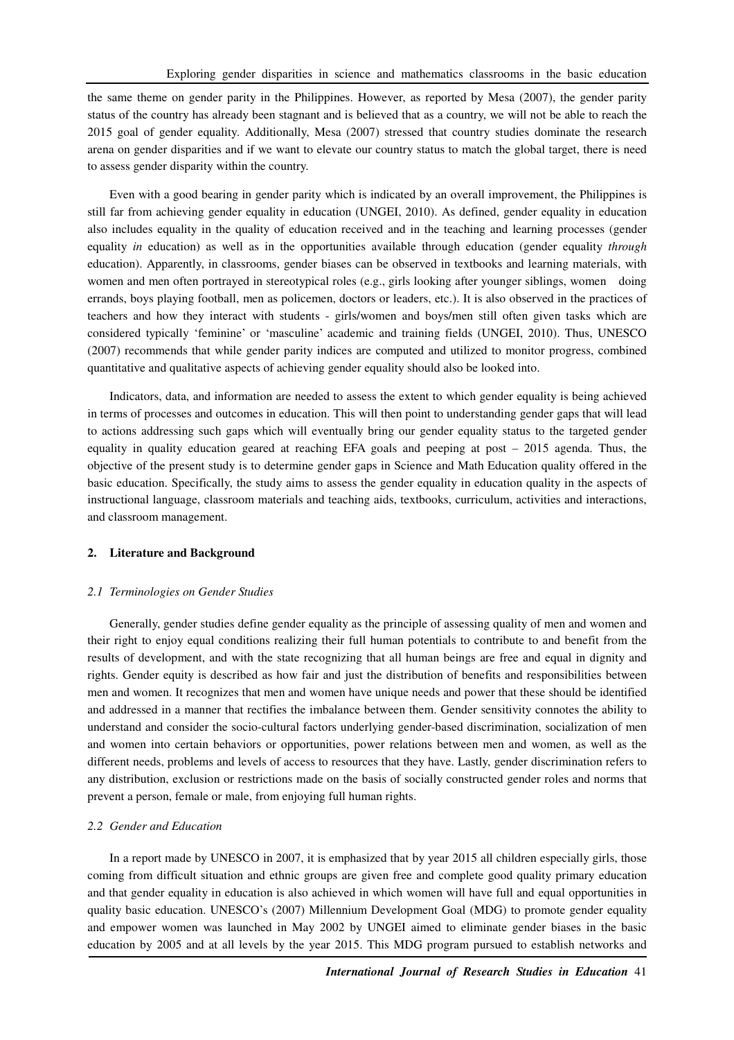the same theme on gender parity in the Philippines. However, as reported by Mesa (2007), the gender parity status of the country has already been stagnant and is believed that as a country, we will not be able to reach the 2015 goal of gender equality. Additionally, Mesa (2007) stressed that country studies dominate the research arena on gender disparities and if we want to elevate our country status to match the global target, there is need to assess gender disparity within the country.

Even with a good bearing in gender parity which is indicated by an overall improvement, the Philippines is still far from achieving gender equality in education (UNGEI, 2010). As defined, gender equality in education also includes equality in the quality of education received and in the teaching and learning processes (gender equality *in* education) as well as in the opportunities available through education (gender equality *through* education). Apparently, in classrooms, gender biases can be observed in textbooks and learning materials, with women and men often portrayed in stereotypical roles (e.g., girls looking after younger siblings, women doing errands, boys playing football, men as policemen, doctors or leaders, etc.). It is also observed in the practices of teachers and how they interact with students - girls/women and boys/men still often given tasks which are considered typically 'feminine' or 'masculine' academic and training fields (UNGEI, 2010). Thus, UNESCO (2007) recommends that while gender parity indices are computed and utilized to monitor progress, combined quantitative and qualitative aspects of achieving gender equality should also be looked into.

Indicators, data, and information are needed to assess the extent to which gender equality is being achieved in terms of processes and outcomes in education. This will then point to understanding gender gaps that will lead to actions addressing such gaps which will eventually bring our gender equality status to the targeted gender equality in quality education geared at reaching EFA goals and peeping at post – 2015 agenda. Thus, the objective of the present study is to determine gender gaps in Science and Math Education quality offered in the basic education. Specifically, the study aims to assess the gender equality in education quality in the aspects of instructional language, classroom materials and teaching aids, textbooks, curriculum, activities and interactions, and classroom management.

## 2. Literature and Background

### *2.1 Terminologies on Gender Studies*

Generally, gender studies define gender equality as the principle of assessing quality of men and women and their right to enjoy equal conditions realizing their full human potentials to contribute to and benefit from the results of development, and with the state recognizing that all human beings are free and equal in dignity and rights. Gender equity is described as how fair and just the distribution of benefits and responsibilities between men and women. It recognizes that men and women have unique needs and power that these should be identified and addressed in a manner that rectifies the imbalance between them. Gender sensitivity connotes the ability to understand and consider the socio-cultural factors underlying gender-based discrimination, socialization of men and women into certain behaviors or opportunities, power relations between men and women, as well as the different needs, problems and levels of access to resources that they have. Lastly, gender discrimination refers to any distribution, exclusion or restrictions made on the basis of socially constructed gender roles and norms that prevent a person, female or male, from enjoying full human rights.

### *2.2 Gender and Education*

In a report made by UNESCO in 2007, it is emphasized that by year 2015 all children especially girls, those coming from difficult situation and ethnic groups are given free and complete good quality primary education and that gender equality in education is also achieved in which women will have full and equal opportunities in quality basic education. UNESCO's (2007) Millennium Development Goal (MDG) to promote gender equality and empower women was launched in May 2002 by UNGEI aimed to eliminate gender biases in the basic education by 2005 and at all levels by the year 2015. This MDG program pursued to establish networks and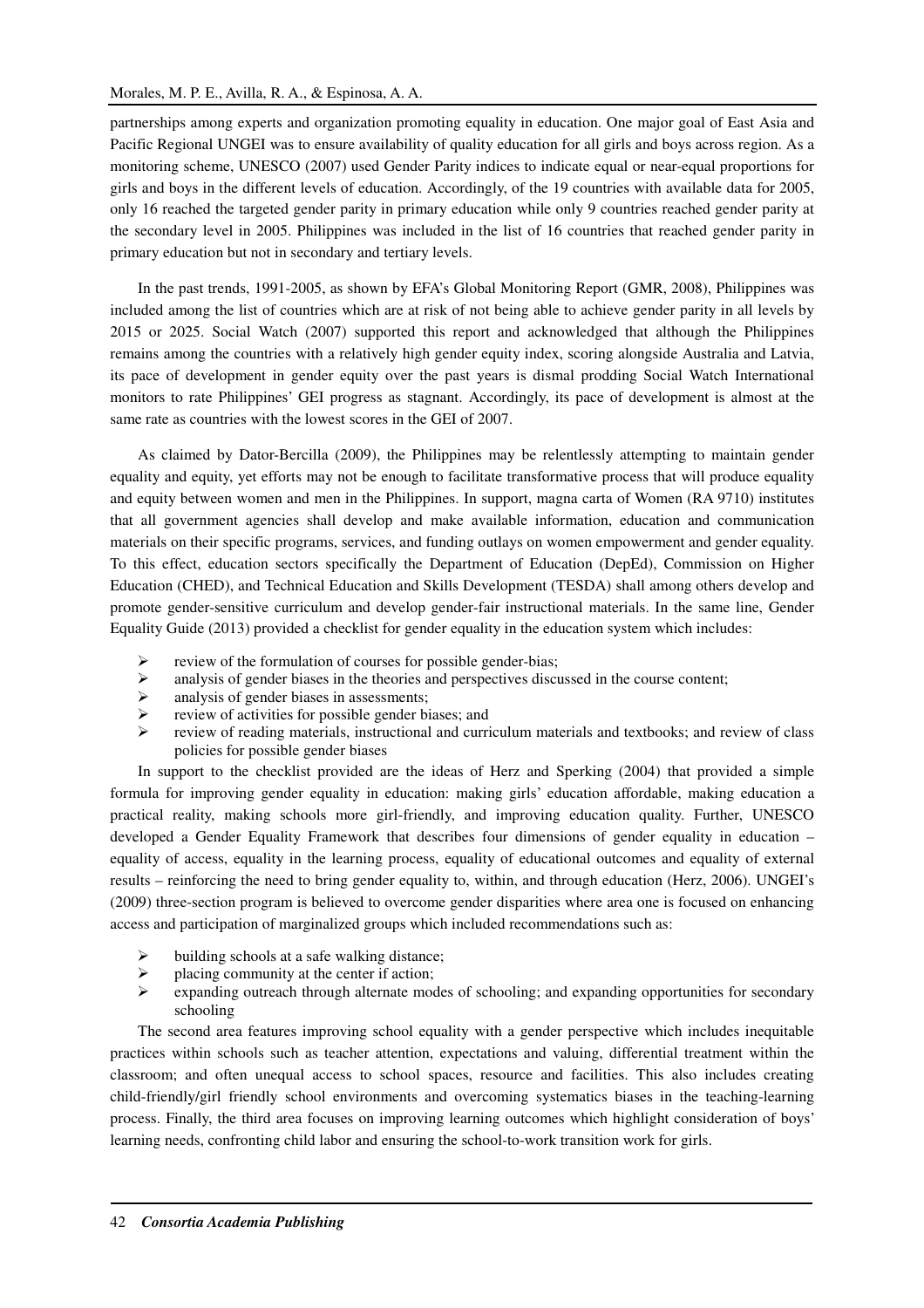partnerships among experts and organization promoting equality in education. One major goal of East Asia and Pacific Regional UNGEI was to ensure availability of quality education for all girls and boys across region. As a monitoring scheme, UNESCO (2007) used Gender Parity indices to indicate equal or near-equal proportions for girls and boys in the different levels of education. Accordingly, of the 19 countries with available data for 2005, only 16 reached the targeted gender parity in primary education while only 9 countries reached gender parity at the secondary level in 2005. Philippines was included in the list of 16 countries that reached gender parity in primary education but not in secondary and tertiary levels.

In the past trends, 1991-2005, as shown by EFA's Global Monitoring Report (GMR, 2008), Philippines was included among the list of countries which are at risk of not being able to achieve gender parity in all levels by 2015 or 2025. Social Watch (2007) supported this report and acknowledged that although the Philippines remains among the countries with a relatively high gender equity index, scoring alongside Australia and Latvia, its pace of development in gender equity over the past years is dismal prodding Social Watch International monitors to rate Philippines' GEI progress as stagnant. Accordingly, its pace of development is almost at the same rate as countries with the lowest scores in the GEI of 2007.

As claimed by Dator-Bercilla (2009), the Philippines may be relentlessly attempting to maintain gender equality and equity, yet efforts may not be enough to facilitate transformative process that will produce equality and equity between women and men in the Philippines. In support, magna carta of Women (RA 9710) institutes that all government agencies shall develop and make available information, education and communication materials on their specific programs, services, and funding outlays on women empowerment and gender equality. To this effect, education sectors specifically the Department of Education (DepEd), Commission on Higher Education (CHED), and Technical Education and Skills Development (TESDA) shall among others develop and promote gender-sensitive curriculum and develop gender-fair instructional materials. In the same line, Gender Equality Guide (2013) provided a checklist for gender equality in the education system which includes:

- review of the formulation of courses for possible gender-bias;
- analysis of gender biases in the theories and perspectives discussed in the course content;
- analysis of gender biases in assessments;
- review of activities for possible gender biases; and
- review of reading materials, instructional and curriculum materials and textbooks; and review of class policies for possible gender biases

In support to the checklist provided are the ideas of Herz and Sperking (2004) that provided a simple formula for improving gender equality in education: making girls' education affordable, making education a practical reality, making schools more girl-friendly, and improving education quality. Further, UNESCO developed a Gender Equality Framework that describes four dimensions of gender equality in education – equality of access, equality in the learning process, equality of educational outcomes and equality of external results – reinforcing the need to bring gender equality to, within, and through education (Herz, 2006). UNGEI's (2009) three-section program is believed to overcome gender disparities where area one is focused on enhancing access and participation of marginalized groups which included recommendations such as:

- building schools at a safe walking distance;
- placing community at the center if action;
- expanding outreach through alternate modes of schooling; and expanding opportunities for secondary schooling

The second area features improving school equality with a gender perspective which includes inequitable practices within schools such as teacher attention, expectations and valuing, differential treatment within the classroom; and often unequal access to school spaces, resource and facilities. This also includes creating child-friendly/girl friendly school environments and overcoming systematics biases in the teaching-learning process. Finally, the third area focuses on improving learning outcomes which highlight consideration of boys' learning needs, confronting child labor and ensuring the school-to-work transition work for girls.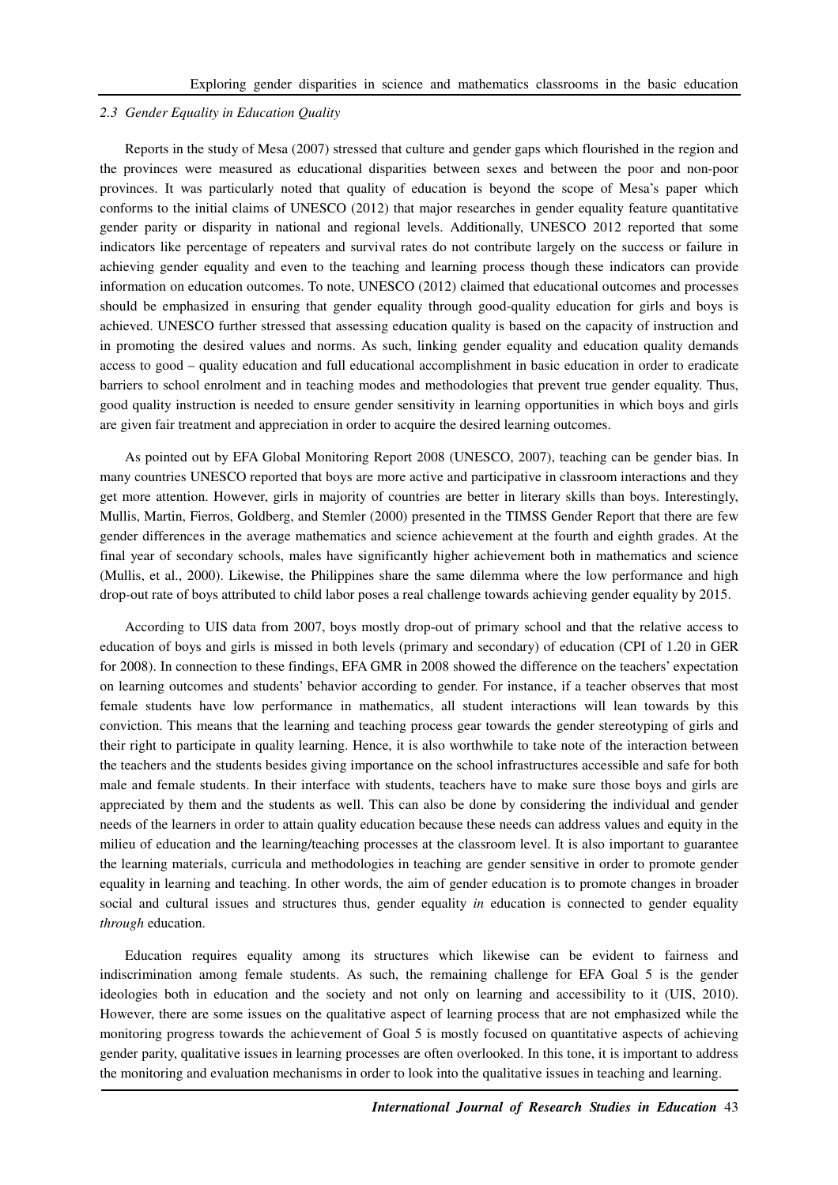### *2.3 Gender Equality in Education Quality*

Reports in the study of Mesa (2007) stressed that culture and gender gaps which flourished in the region and the provinces were measured as educational disparities between sexes and between the poor and non-poor provinces. It was particularly noted that quality of education is beyond the scope of Mesa's paper which conforms to the initial claims of UNESCO (2012) that major researches in gender equality feature quantitative gender parity or disparity in national and regional levels. Additionally, UNESCO 2012 reported that some indicators like percentage of repeaters and survival rates do not contribute largely on the success or failure in achieving gender equality and even to the teaching and learning process though these indicators can provide information on education outcomes. To note, UNESCO (2012) claimed that educational outcomes and processes should be emphasized in ensuring that gender equality through good-quality education for girls and boys is achieved. UNESCO further stressed that assessing education quality is based on the capacity of instruction and in promoting the desired values and norms. As such, linking gender equality and education quality demands access to good – quality education and full educational accomplishment in basic education in order to eradicate barriers to school enrolment and in teaching modes and methodologies that prevent true gender equality. Thus, good quality instruction is needed to ensure gender sensitivity in learning opportunities in which boys and girls are given fair treatment and appreciation in order to acquire the desired learning outcomes.

As pointed out by EFA Global Monitoring Report 2008 (UNESCO, 2007), teaching can be gender bias. In many countries UNESCO reported that boys are more active and participative in classroom interactions and they get more attention. However, girls in majority of countries are better in literary skills than boys. Interestingly, Mullis, Martin, Fierros, Goldberg, and Stemler (2000) presented in the TIMSS Gender Report that there are few gender differences in the average mathematics and science achievement at the fourth and eighth grades. At the final year of secondary schools, males have significantly higher achievement both in mathematics and science (Mullis, et al., 2000). Likewise, the Philippines share the same dilemma where the low performance and high drop-out rate of boys attributed to child labor poses a real challenge towards achieving gender equality by 2015.

According to UIS data from 2007, boys mostly drop-out of primary school and that the relative access to education of boys and girls is missed in both levels (primary and secondary) of education (CPI of 1.20 in GER for 2008). In connection to these findings, EFA GMR in 2008 showed the difference on the teachers' expectation on learning outcomes and students' behavior according to gender. For instance, if a teacher observes that most female students have low performance in mathematics, all student interactions will lean towards by this conviction. This means that the learning and teaching process gear towards the gender stereotyping of girls and their right to participate in quality learning. Hence, it is also worthwhile to take note of the interaction between the teachers and the students besides giving importance on the school infrastructures accessible and safe for both male and female students. In their interface with students, teachers have to make sure those boys and girls are appreciated by them and the students as well. This can also be done by considering the individual and gender needs of the learners in order to attain quality education because these needs can address values and equity in the milieu of education and the learning/teaching processes at the classroom level. It is also important to guarantee the learning materials, curricula and methodologies in teaching are gender sensitive in order to promote gender equality in learning and teaching. In other words, the aim of gender education is to promote changes in broader social and cultural issues and structures thus, gender equality *in* education is connected to gender equality *through* education.

Education requires equality among its structures which likewise can be evident to fairness and indiscrimination among female students. As such, the remaining challenge for EFA Goal 5 is the gender ideologies both in education and the society and not only on learning and accessibility to it (UIS, 2010). However, there are some issues on the qualitative aspect of learning process that are not emphasized while the monitoring progress towards the achievement of Goal 5 is mostly focused on quantitative aspects of achieving gender parity, qualitative issues in learning processes are often overlooked. In this tone, it is important to address the monitoring and evaluation mechanisms in order to look into the qualitative issues in teaching and learning.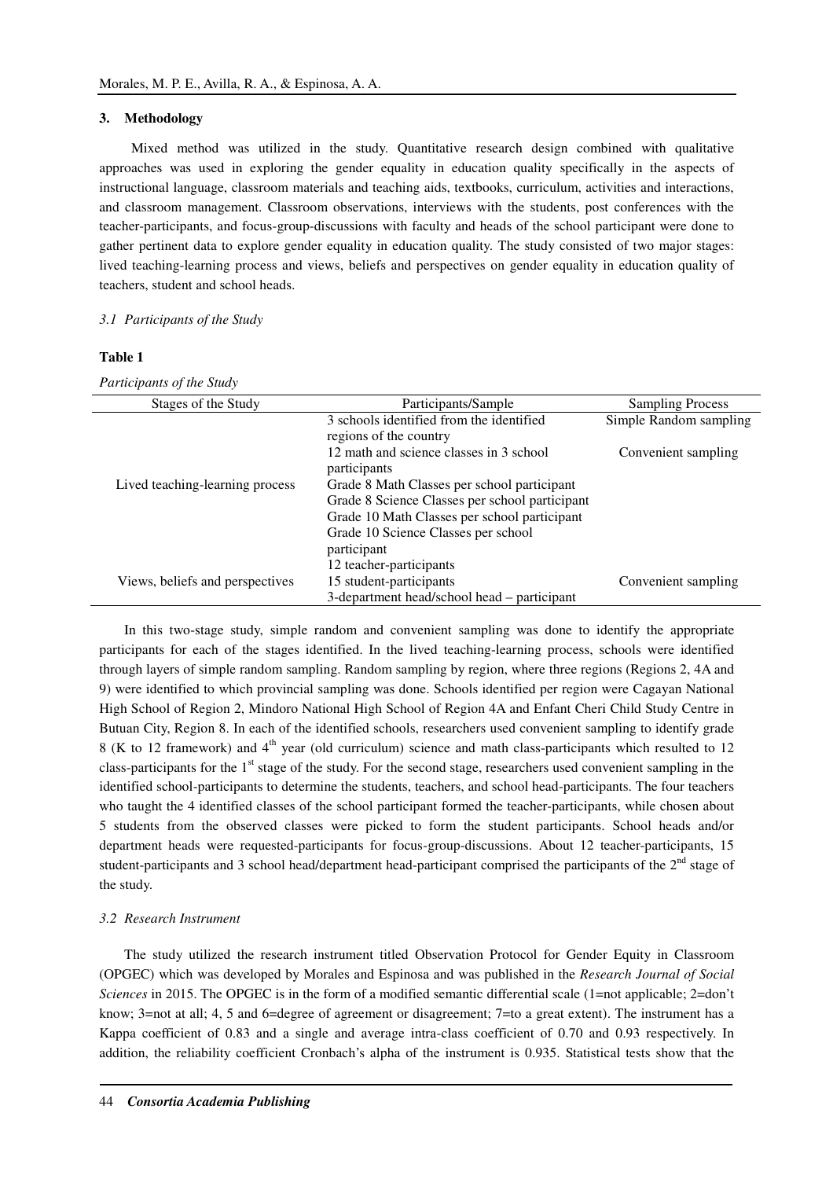## 3. Methodology

Mixed method was utilized in the study. Quantitative research design combined with qualitative approaches was used in exploring the gender equality in education quality specifically in the aspects of instructional language, classroom materials and teaching aids, textbooks, curriculum, activities and interactions, and classroom management. Classroom observations, interviews with the students, post conferences with the teacher-participants, and focus-group-discussions with faculty and heads of the school participant were done to gather pertinent data to explore gender equality in education quality. The study consisted of two major stages: lived teaching-learning process and views, beliefs and perspectives on gender equality in education quality of teachers, student and school heads.

### *3.1 Participants of the Study*

**Table 1**

*Participants of the Study*

| Stages of the Study | Participants/Sample | Sampling Process |
|---|---|---|
| Lived teaching-learning process | 3 schools identified from the identified regions of the country | Simple Random sampling |
| | 12 math and science classes in 3 school participants | Convenient sampling |
| | Grade 8 Math Classes per school participant | |
| | Grade 8 Science Classes per school participant | |
| | Grade 10 Math Classes per school participant | |
| | Grade 10 Science Classes per school participant | |
| Views, beliefs and perspectives | 12 teacher-participants | |
| | 15 student-participants | Convenient sampling |
| | 3-department head/school head – participant | |

In this two-stage study, simple random and convenient sampling was done to identify the appropriate participants for each of the stages identified. In the lived teaching-learning process, schools were identified through layers of simple random sampling. Random sampling by region, where three regions (Regions 2, 4A and 9) were identified to which provincial sampling was done. Schools identified per region were Cagayan National High School of Region 2, Mindoro National High School of Region 4A and Enfant Cheri Child Study Centre in Butuan City, Region 8. In each of the identified schools, researchers used convenient sampling to identify grade 8 (K to 12 framework) and 4th year (old curriculum) science and math class-participants which resulted to 12 class-participants for the 1st stage of the study. For the second stage, researchers used convenient sampling in the identified school-participants to determine the students, teachers, and school head-participants. The four teachers who taught the 4 identified classes of the school participant formed the teacher-participants, while chosen about 5 students from the observed classes were picked to form the student participants. School heads and/or department heads were requested-participants for focus-group-discussions. About 12 teacher-participants, 15 student-participants and 3 school head/department head-participant comprised the participants of the 2nd stage of the study.

### *3.2 Research Instrument*

The study utilized the research instrument titled Observation Protocol for Gender Equity in Classroom (OPGEC) which was developed by Morales and Espinosa and was published in the *Research Journal of Social Sciences* in 2015. The OPGEC is in the form of a modified semantic differential scale (1=not applicable; 2=don't know; 3=not at all; 4, 5 and 6=degree of agreement or disagreement; 7=to a great extent). The instrument has a Kappa coefficient of 0.83 and a single and average intra-class coefficient of 0.70 and 0.93 respectively. In addition, the reliability coefficient Cronbach's alpha of the instrument is 0.935. Statistical tests show that the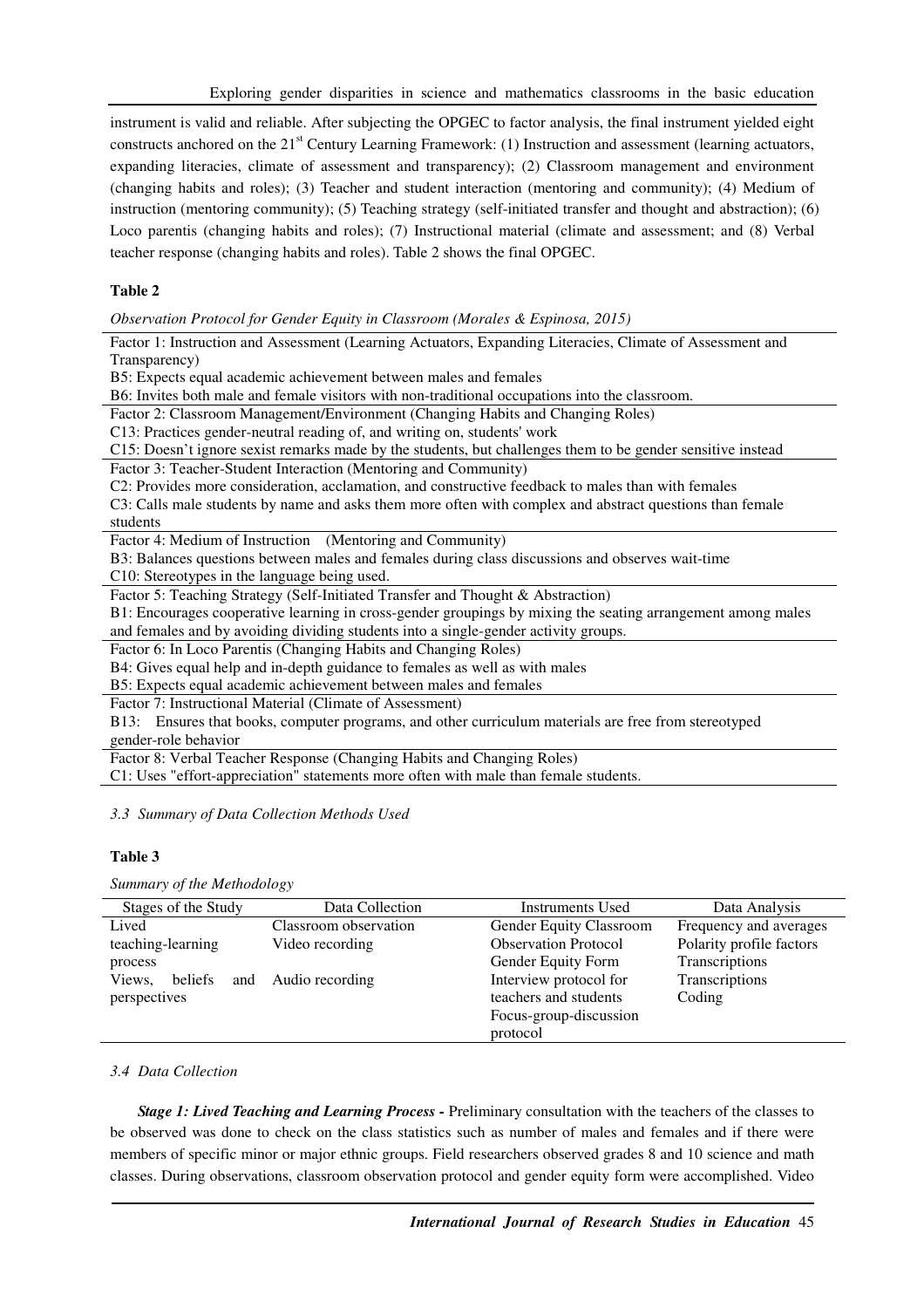instrument is valid and reliable. After subjecting the OPGEC to factor analysis, the final instrument yielded eight constructs anchored on the 21st Century Learning Framework: (1) Instruction and assessment (learning actuators, expanding literacies, climate of assessment and transparency); (2) Classroom management and environment (changing habits and roles); (3) Teacher and student interaction (mentoring and community); (4) Medium of instruction (mentoring community); (5) Teaching strategy (self-initiated transfer and thought and abstraction); (6) Loco parentis (changing habits and roles); (7) Instructional material (climate and assessment; and (8) Verbal teacher response (changing habits and roles). Table 2 shows the final OPGEC.

**Table 2**

*Observation Protocol for Gender Equity in Classroom (Morales & Espinosa, 2015)*

| |
|---|
| Factor 1: Instruction and Assessment (Learning Actuators, Expanding Literacies, Climate of Assessment and Transparency) |
| B5: Expects equal academic achievement between males and females |
| B6: Invites both male and female visitors with non-traditional occupations into the classroom. |
| Factor 2: Classroom Management/Environment (Changing Habits and Changing Roles) |
| C13: Practices gender-neutral reading of, and writing on, students' work |
| C15: Doesn't ignore sexist remarks made by the students, but challenges them to be gender sensitive instead |
| Factor 3: Teacher-Student Interaction (Mentoring and Community) |
| C2: Provides more consideration, acclamation, and constructive feedback to males than with females |
| C3: Calls male students by name and asks them more often with complex and abstract questions than female students |
| Factor 4: Medium of Instruction (Mentoring and Community) |
| B3: Balances questions between males and females during class discussions and observes wait-time |
| C10: Stereotypes in the language being used. |
| Factor 5: Teaching Strategy (Self-Initiated Transfer and Thought & Abstraction) |
| B1: Encourages cooperative learning in cross-gender groupings by mixing the seating arrangement among males and females and by avoiding dividing students into a single-gender activity groups. |
| Factor 6: In Loco Parentis (Changing Habits and Changing Roles) |
| B4: Gives equal help and in-depth guidance to females as well as with males |
| B5: Expects equal academic achievement between males and females |
| Factor 7: Instructional Material (Climate of Assessment) |
| B13: Ensures that books, computer programs, and other curriculum materials are free from stereotyped gender-role behavior |
| Factor 8: Verbal Teacher Response (Changing Habits and Changing Roles) |
| C1: Uses "effort-appreciation" statements more often with male than female students. |

*3.3 Summary of Data Collection Methods Used*

**Table 3**

*Summary of the Methodology*

| Stages of the Study | Data Collection | Instruments Used | Data Analysis |
|---|---|---|---|
| Lived teaching-learning process | Classroom observation<br>Video recording | Gender Equity Classroom Observation Protocol<br>Gender Equity Form | Frequency and averages<br>Polarity profile factors<br>Transcriptions |
| Views, beliefs and perspectives | Audio recording | Interview protocol for teachers and students<br>Focus-group-discussion protocol | Transcriptions<br>Coding |

*3.4 Data Collection*

***Stage 1: Lived Teaching and Learning Process*** **-** Preliminary consultation with the teachers of the classes to be observed was done to check on the class statistics such as number of males and females and if there were members of specific minor or major ethnic groups. Field researchers observed grades 8 and 10 science and math classes. During observations, classroom observation protocol and gender equity form were accomplished. Video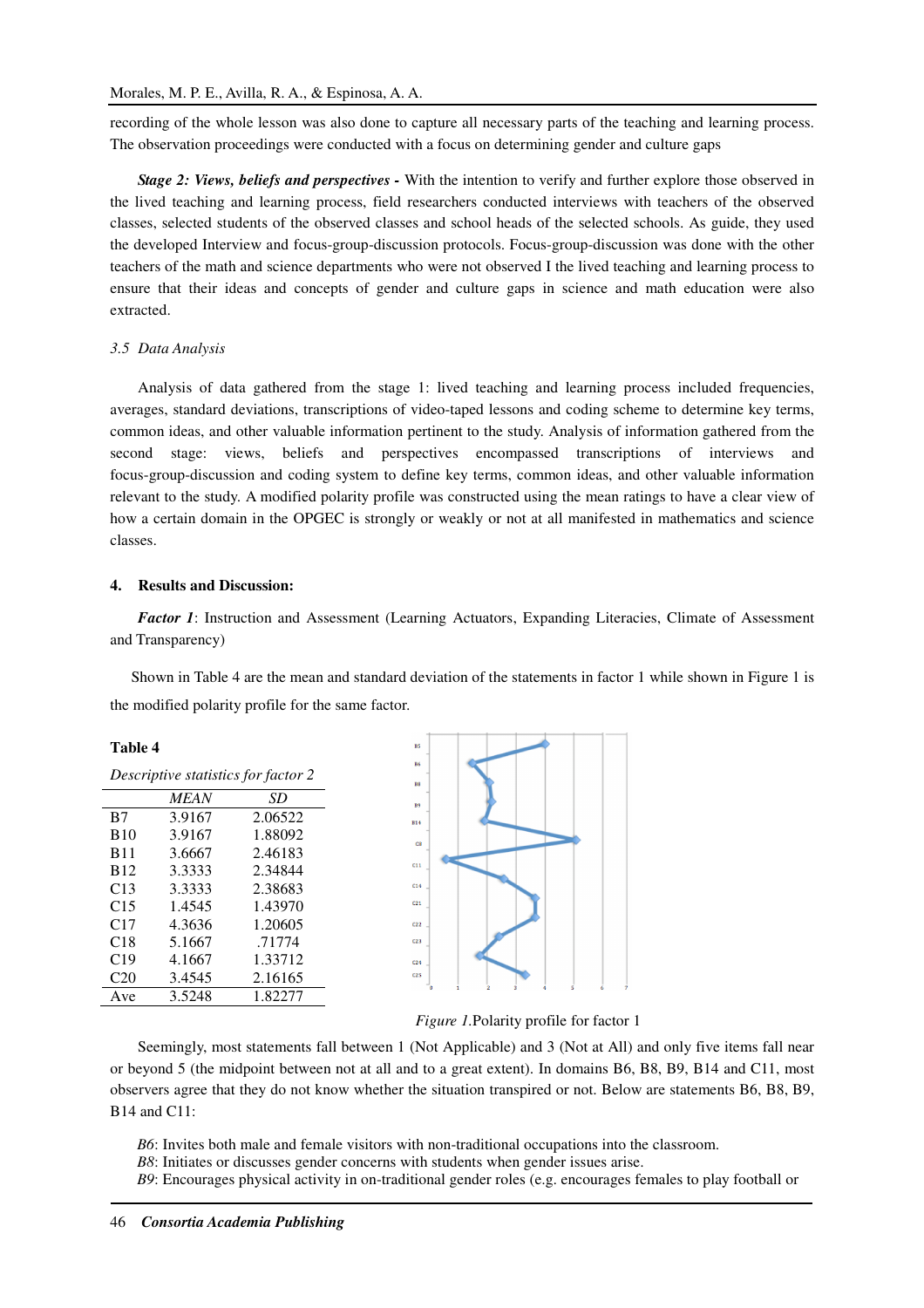recording of the whole lesson was also done to capture all necessary parts of the teaching and learning process. The observation proceedings were conducted with a focus on determining gender and culture gaps

***Stage 2: Views, beliefs and perspectives -*** With the intention to verify and further explore those observed in the lived teaching and learning process, field researchers conducted interviews with teachers of the observed classes, selected students of the observed classes and school heads of the selected schools. As guide, they used the developed Interview and focus-group-discussion protocols. Focus-group-discussion was done with the other teachers of the math and science departments who were not observed I the lived teaching and learning process to ensure that their ideas and concepts of gender and culture gaps in science and math education were also extracted.

### 3.5 Data Analysis

Analysis of data gathered from the stage 1: lived teaching and learning process included frequencies, averages, standard deviations, transcriptions of video-taped lessons and coding scheme to determine key terms, common ideas, and other valuable information pertinent to the study. Analysis of information gathered from the second stage: views, beliefs and perspectives encompassed transcriptions of interviews and focus-group-discussion and coding system to define key terms, common ideas, and other valuable information relevant to the study. A modified polarity profile was constructed using the mean ratings to have a clear view of how a certain domain in the OPGEC is strongly or weakly or not at all manifested in mathematics and science classes.

## 4. Results and Discussion:

***Factor 1***: Instruction and Assessment (Learning Actuators, Expanding Literacies, Climate of Assessment and Transparency)

Shown in Table 4 are the mean and standard deviation of the statements in factor 1 while shown in Figure 1 is the modified polarity profile for the same factor.

**Table 4**

*Descriptive statistics for factor 2*

| | *MEAN* | *SD* |
|---|---|---|
| B7 | 3.9167 | 2.06522 |
| B10 | 3.9167 | 1.88092 |
| B11 | 3.6667 | 2.46183 |
| B12 | 3.3333 | 2.34844 |
| C13 | 3.3333 | 2.38683 |
| C15 | 1.4545 | 1.43970 |
| C17 | 4.3636 | 1.20605 |
| C18 | 5.1667 | .71774 |
| C19 | 4.1667 | 1.33712 |
| C20 | 3.4545 | 2.16165 |
| Ave | 3.5248 | 1.82277 |

*Figure 1.*Polarity profile for factor 1

Seemingly, most statements fall between 1 (Not Applicable) and 3 (Not at All) and only five items fall near or beyond 5 (the midpoint between not at all and to a great extent). In domains B6, B8, B9, B14 and C11, most observers agree that they do not know whether the situation transpired or not. Below are statements B6, B8, B9, B14 and C11:

*B6*: Invites both male and female visitors with non-traditional occupations into the classroom.
*B8*: Initiates or discusses gender concerns with students when gender issues arise.
*B9*: Encourages physical activity in on-traditional gender roles (e.g. encourages females to play football or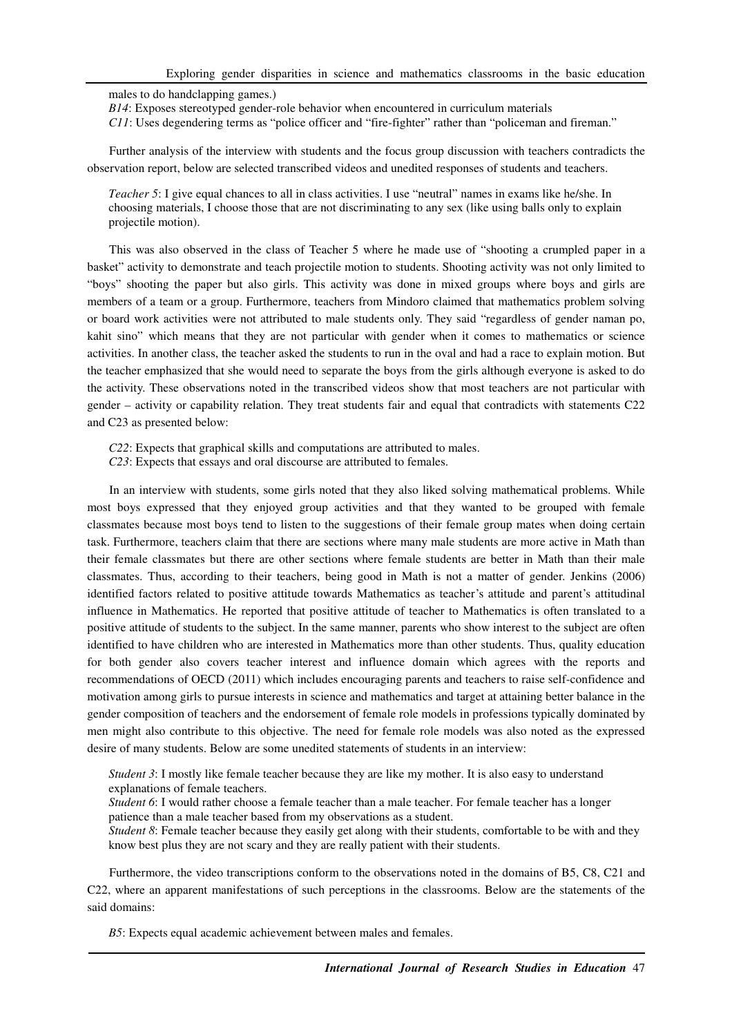males to do handclapping games.)

*B14*: Exposes stereotyped gender-role behavior when encountered in curriculum materials

*C11*: Uses degendering terms as "police officer and "fire-fighter" rather than "policeman and fireman."

Further analysis of the interview with students and the focus group discussion with teachers contradicts the observation report, below are selected transcribed videos and unedited responses of students and teachers.

*Teacher 5*: I give equal chances to all in class activities. I use "neutral" names in exams like he/she. In choosing materials, I choose those that are not discriminating to any sex (like using balls only to explain projectile motion).

This was also observed in the class of Teacher 5 where he made use of "shooting a crumpled paper in a basket" activity to demonstrate and teach projectile motion to students. Shooting activity was not only limited to "boys" shooting the paper but also girls. This activity was done in mixed groups where boys and girls are members of a team or a group. Furthermore, teachers from Mindoro claimed that mathematics problem solving or board work activities were not attributed to male students only. They said "regardless of gender naman po, kahit sino" which means that they are not particular with gender when it comes to mathematics or science activities. In another class, the teacher asked the students to run in the oval and had a race to explain motion. But the teacher emphasized that she would need to separate the boys from the girls although everyone is asked to do the activity. These observations noted in the transcribed videos show that most teachers are not particular with gender – activity or capability relation. They treat students fair and equal that contradicts with statements C22 and C23 as presented below:

*C22*: Expects that graphical skills and computations are attributed to males.

*C23*: Expects that essays and oral discourse are attributed to females.

In an interview with students, some girls noted that they also liked solving mathematical problems. While most boys expressed that they enjoyed group activities and that they wanted to be grouped with female classmates because most boys tend to listen to the suggestions of their female group mates when doing certain task. Furthermore, teachers claim that there are sections where many male students are more active in Math than their female classmates but there are other sections where female students are better in Math than their male classmates. Thus, according to their teachers, being good in Math is not a matter of gender. Jenkins (2006) identified factors related to positive attitude towards Mathematics as teacher's attitude and parent's attitudinal influence in Mathematics. He reported that positive attitude of teacher to Mathematics is often translated to a positive attitude of students to the subject. In the same manner, parents who show interest to the subject are often identified to have children who are interested in Mathematics more than other students. Thus, quality education for both gender also covers teacher interest and influence domain which agrees with the reports and recommendations of OECD (2011) which includes encouraging parents and teachers to raise self-confidence and motivation among girls to pursue interests in science and mathematics and target at attaining better balance in the gender composition of teachers and the endorsement of female role models in professions typically dominated by men might also contribute to this objective. The need for female role models was also noted as the expressed desire of many students. Below are some unedited statements of students in an interview:

*Student 3*: I mostly like female teacher because they are like my mother. It is also easy to understand explanations of female teachers.

*Student 6*: I would rather choose a female teacher than a male teacher. For female teacher has a longer patience than a male teacher based from my observations as a student.

*Student 8*: Female teacher because they easily get along with their students, comfortable to be with and they know best plus they are not scary and they are really patient with their students.

Furthermore, the video transcriptions conform to the observations noted in the domains of B5, C8, C21 and C22, where an apparent manifestations of such perceptions in the classrooms. Below are the statements of the said domains:

*B5*: Expects equal academic achievement between males and females.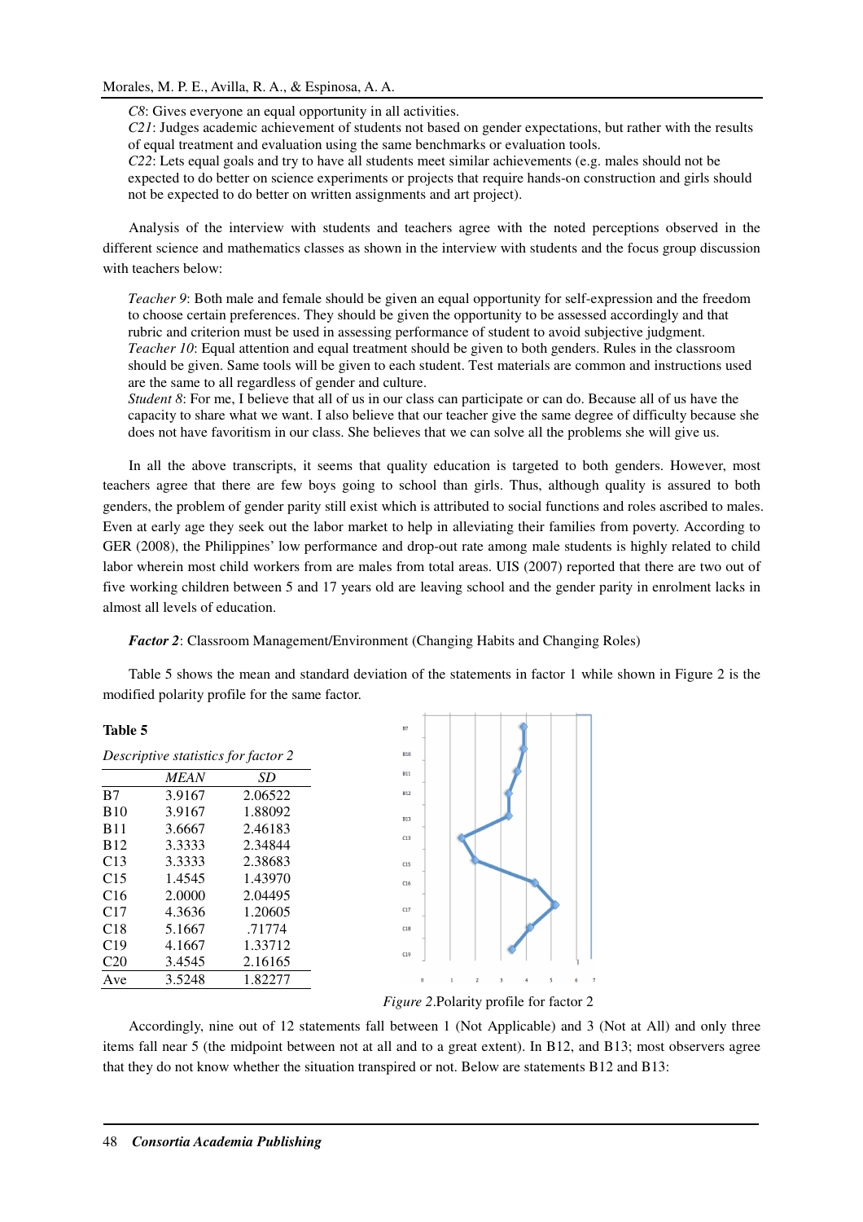*C8*: Gives everyone an equal opportunity in all activities.
*C21*: Judges academic achievement of students not based on gender expectations, but rather with the results of equal treatment and evaluation using the same benchmarks or evaluation tools.
*C22*: Lets equal goals and try to have all students meet similar achievements (e.g. males should not be expected to do better on science experiments or projects that require hands-on construction and girls should not be expected to do better on written assignments and art project).

Analysis of the interview with students and teachers agree with the noted perceptions observed in the different science and mathematics classes as shown in the interview with students and the focus group discussion with teachers below:

*Teacher 9*: Both male and female should be given an equal opportunity for self-expression and the freedom to choose certain preferences. They should be given the opportunity to be assessed accordingly and that rubric and criterion must be used in assessing performance of student to avoid subjective judgment.
*Teacher 10*: Equal attention and equal treatment should be given to both genders. Rules in the classroom should be given. Same tools will be given to each student. Test materials are common and instructions used are the same to all regardless of gender and culture.
*Student 8*: For me, I believe that all of us in our class can participate or can do. Because all of us have the capacity to share what we want. I also believe that our teacher give the same degree of difficulty because she does not have favoritism in our class. She believes that we can solve all the problems she will give us.

In all the above transcripts, it seems that quality education is targeted to both genders. However, most teachers agree that there are few boys going to school than girls. Thus, although quality is assured to both genders, the problem of gender parity still exist which is attributed to social functions and roles ascribed to males. Even at early age they seek out the labor market to help in alleviating their families from poverty. According to GER (2008), the Philippines' low performance and drop-out rate among male students is highly related to child labor wherein most child workers from are males from total areas. UIS (2007) reported that there are two out of five working children between 5 and 17 years old are leaving school and the gender parity in enrolment lacks in almost all levels of education.

***Factor 2***: Classroom Management/Environment (Changing Habits and Changing Roles)

Table 5 shows the mean and standard deviation of the statements in factor 1 while shown in Figure 2 is the modified polarity profile for the same factor.

**Table 5**

*Descriptive statistics for factor 2*

| | *MEAN* | *SD* |
|---|---|---|
| B7 | 3.9167 | 2.06522 |
| B10 | 3.9167 | 1.88092 |
| B11 | 3.6667 | 2.46183 |
| B12 | 3.3333 | 2.34844 |
| C13 | 3.3333 | 2.38683 |
| C15 | 1.4545 | 1.43970 |
| C16 | 2.0000 | 2.04495 |
| C17 | 4.3636 | 1.20605 |
| C18 | 5.1667 | .71774 |
| C19 | 4.1667 | 1.33712 |
| C20 | 3.4545 | 2.16165 |
| Ave | 3.5248 | 1.82277 |

*Figure 2*.Polarity profile for factor 2

Accordingly, nine out of 12 statements fall between 1 (Not Applicable) and 3 (Not at All) and only three items fall near 5 (the midpoint between not at all and to a great extent). In B12, and B13; most observers agree that they do not know whether the situation transpired or not. Below are statements B12 and B13: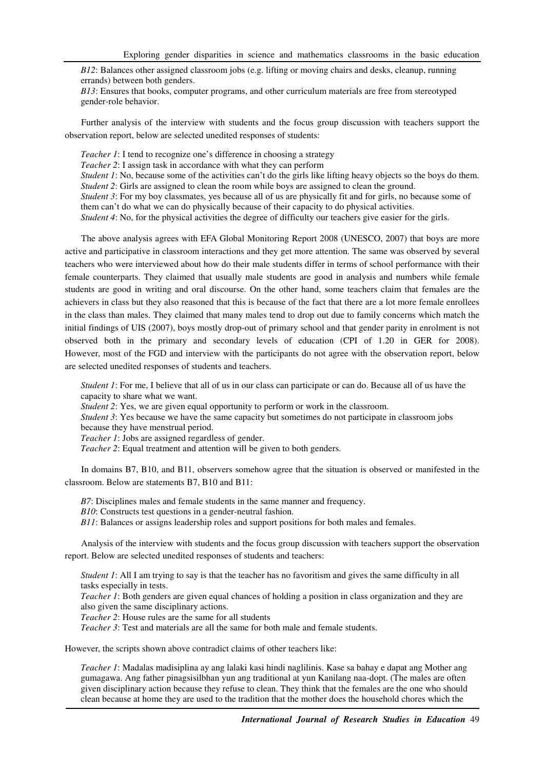*B12*: Balances other assigned classroom jobs (e.g. lifting or moving chairs and desks, cleanup, running errands) between both genders.
*B13*: Ensures that books, computer programs, and other curriculum materials are free from stereotyped gender-role behavior.

Further analysis of the interview with students and the focus group discussion with teachers support the observation report, below are selected unedited responses of students:

*Teacher 1*: I tend to recognize one's difference in choosing a strategy
*Teacher 2*: I assign task in accordance with what they can perform
*Student 1*: No, because some of the activities can't do the girls like lifting heavy objects so the boys do them.
*Student 2*: Girls are assigned to clean the room while boys are assigned to clean the ground.
*Student 3*: For my boy classmates, yes because all of us are physically fit and for girls, no because some of them can't do what we can do physically because of their capacity to do physical activities.
*Student 4*: No, for the physical activities the degree of difficulty our teachers give easier for the girls.

The above analysis agrees with EFA Global Monitoring Report 2008 (UNESCO, 2007) that boys are more active and participative in classroom interactions and they get more attention. The same was observed by several teachers who were interviewed about how do their male students differ in terms of school performance with their female counterparts. They claimed that usually male students are good in analysis and numbers while female students are good in writing and oral discourse. On the other hand, some teachers claim that females are the achievers in class but they also reasoned that this is because of the fact that there are a lot more female enrollees in the class than males. They claimed that many males tend to drop out due to family concerns which match the initial findings of UIS (2007), boys mostly drop-out of primary school and that gender parity in enrolment is not observed both in the primary and secondary levels of education (CPI of 1.20 in GER for 2008). However, most of the FGD and interview with the participants do not agree with the observation report, below are selected unedited responses of students and teachers.

*Student 1*: For me, I believe that all of us in our class can participate or can do. Because all of us have the capacity to share what we want.
*Student 2*: Yes, we are given equal opportunity to perform or work in the classroom.
*Student 3*: Yes because we have the same capacity but sometimes do not participate in classroom jobs because they have menstrual period.
*Teacher 1*: Jobs are assigned regardless of gender.
*Teacher 2*: Equal treatment and attention will be given to both genders.

In domains B7, B10, and B11, observers somehow agree that the situation is observed or manifested in the classroom. Below are statements B7, B10 and B11:

*B7*: Disciplines males and female students in the same manner and frequency.
*B10*: Constructs test questions in a gender-neutral fashion.
*B11*: Balances or assigns leadership roles and support positions for both males and females.

Analysis of the interview with students and the focus group discussion with teachers support the observation report. Below are selected unedited responses of students and teachers:

*Student 1*: All I am trying to say is that the teacher has no favoritism and gives the same difficulty in all tasks especially in tests.
*Teacher 1*: Both genders are given equal chances of holding a position in class organization and they are also given the same disciplinary actions.
*Teacher 2*: House rules are the same for all students
*Teacher 3*: Test and materials are all the same for both male and female students.

However, the scripts shown above contradict claims of other teachers like:

*Teacher 1*: Madalas madisiplina ay ang lalaki kasi hindi naglilinis. Kase sa bahay e dapat ang Mother ang gumagawa. Ang father pinagsisilbhan yun ang traditional at yun Kanilang naa-dopt. (The males are often given disciplinary action because they refuse to clean. They think that the females are the one who should clean because at home they are used to the tradition that the mother does the household chores which the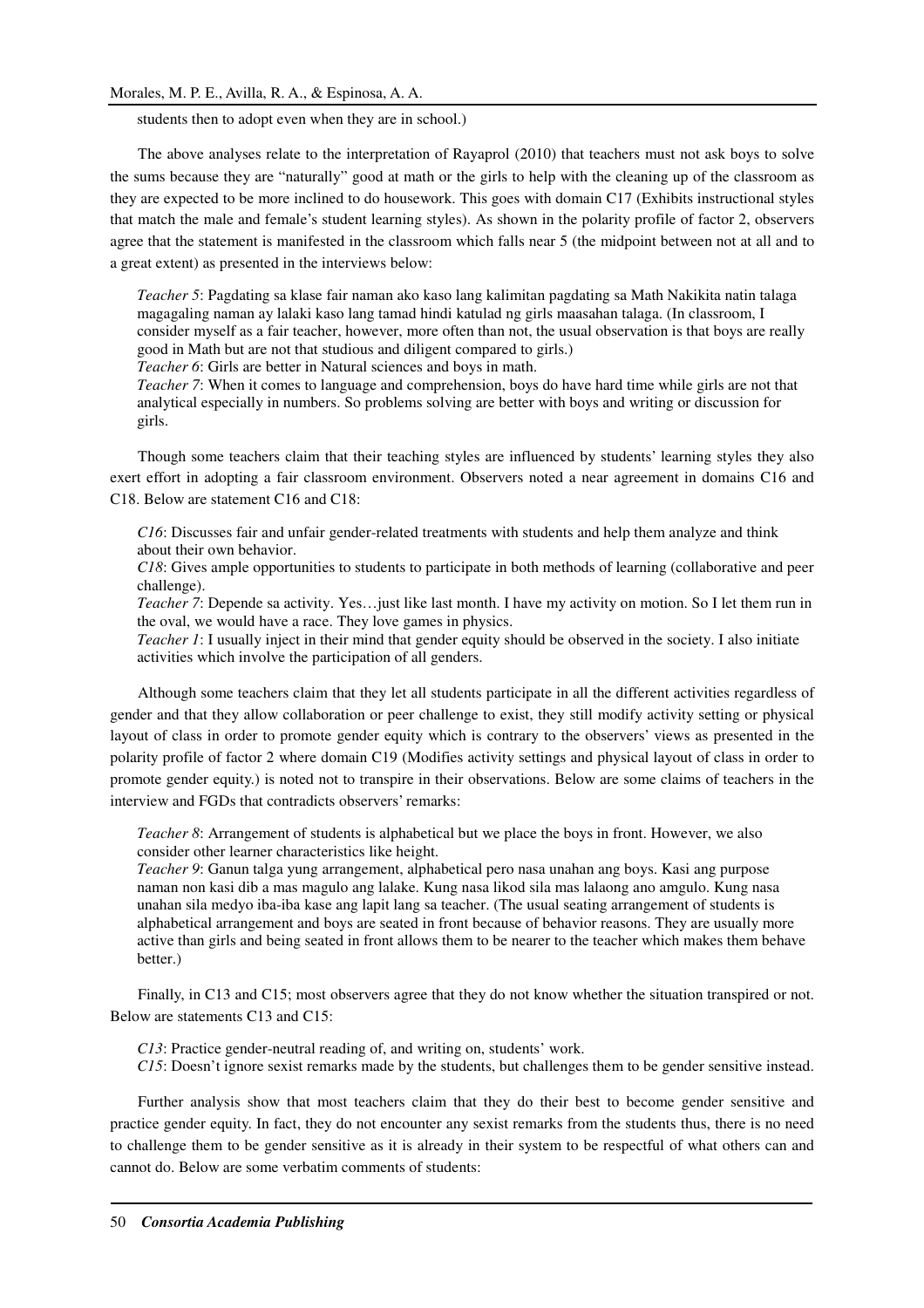students then to adopt even when they are in school.)

The above analyses relate to the interpretation of Rayaprol (2010) that teachers must not ask boys to solve the sums because they are "naturally" good at math or the girls to help with the cleaning up of the classroom as they are expected to be more inclined to do housework. This goes with domain C17 (Exhibits instructional styles that match the male and female's student learning styles). As shown in the polarity profile of factor 2, observers agree that the statement is manifested in the classroom which falls near 5 (the midpoint between not at all and to a great extent) as presented in the interviews below:

> *Teacher 5*: Pagdating sa klase fair naman ako kaso lang kalimitan pagdating sa Math Nakikita natin talaga magagaling naman ay lalaki kaso lang tamad hindi katulad ng girls maasahan talaga. (In classroom, I consider myself as a fair teacher, however, more often than not, the usual observation is that boys are really good in Math but are not that studious and diligent compared to girls.)
>
> *Teacher 6*: Girls are better in Natural sciences and boys in math.
>
> *Teacher 7*: When it comes to language and comprehension, boys do have hard time while girls are not that analytical especially in numbers. So problems solving are better with boys and writing or discussion for girls.

Though some teachers claim that their teaching styles are influenced by students' learning styles they also exert effort in adopting a fair classroom environment. Observers noted a near agreement in domains C16 and C18. Below are statement C16 and C18:

> *C16*: Discusses fair and unfair gender-related treatments with students and help them analyze and think about their own behavior.
>
> *C18*: Gives ample opportunities to students to participate in both methods of learning (collaborative and peer challenge).
>
> *Teacher 7*: Depende sa activity. Yes…just like last month. I have my activity on motion. So I let them run in the oval, we would have a race. They love games in physics.
>
> *Teacher 1*: I usually inject in their mind that gender equity should be observed in the society. I also initiate activities which involve the participation of all genders.

Although some teachers claim that they let all students participate in all the different activities regardless of gender and that they allow collaboration or peer challenge to exist, they still modify activity setting or physical layout of class in order to promote gender equity which is contrary to the observers' views as presented in the polarity profile of factor 2 where domain C19 (Modifies activity settings and physical layout of class in order to promote gender equity.) is noted not to transpire in their observations. Below are some claims of teachers in the interview and FGDs that contradicts observers' remarks:

> *Teacher 8*: Arrangement of students is alphabetical but we place the boys in front. However, we also consider other learner characteristics like height.
>
> *Teacher 9*: Ganun talga yung arrangement, alphabetical pero nasa unahan ang boys. Kasi ang purpose naman non kasi dib a mas magulo ang lalake. Kung nasa likod sila mas lalaong ano amgulo. Kung nasa unahan sila medyo iba-iba kase ang lapit lang sa teacher. (The usual seating arrangement of students is alphabetical arrangement and boys are seated in front because of behavior reasons. They are usually more active than girls and being seated in front allows them to be nearer to the teacher which makes them behave better.)

Finally, in C13 and C15; most observers agree that they do not know whether the situation transpired or not. Below are statements C13 and C15:

> *C13*: Practice gender-neutral reading of, and writing on, students' work.
>
> *C15*: Doesn't ignore sexist remarks made by the students, but challenges them to be gender sensitive instead.

Further analysis show that most teachers claim that they do their best to become gender sensitive and practice gender equity. In fact, they do not encounter any sexist remarks from the students thus, there is no need to challenge them to be gender sensitive as it is already in their system to be respectful of what others can and cannot do. Below are some verbatim comments of students: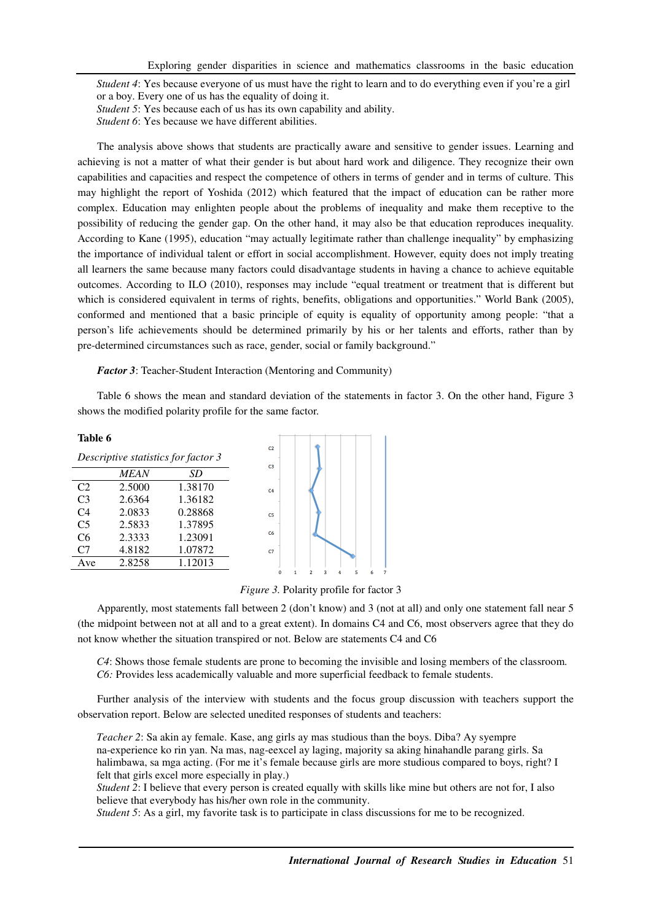*Student 4*: Yes because everyone of us must have the right to learn and to do everything even if you're a girl or a boy. Every one of us has the equality of doing it.
*Student 5*: Yes because each of us has its own capability and ability.
*Student 6*: Yes because we have different abilities.

The analysis above shows that students are practically aware and sensitive to gender issues. Learning and achieving is not a matter of what their gender is but about hard work and diligence. They recognize their own capabilities and capacities and respect the competence of others in terms of gender and in terms of culture. This may highlight the report of Yoshida (2012) which featured that the impact of education can be rather more complex. Education may enlighten people about the problems of inequality and make them receptive to the possibility of reducing the gender gap. On the other hand, it may also be that education reproduces inequality. According to Kane (1995), education "may actually legitimate rather than challenge inequality" by emphasizing the importance of individual talent or effort in social accomplishment. However, equity does not imply treating all learners the same because many factors could disadvantage students in having a chance to achieve equitable outcomes. According to ILO (2010), responses may include "equal treatment or treatment that is different but which is considered equivalent in terms of rights, benefits, obligations and opportunities." World Bank (2005), conformed and mentioned that a basic principle of equity is equality of opportunity among people: "that a person's life achievements should be determined primarily by his or her talents and efforts, rather than by pre-determined circumstances such as race, gender, social or family background."

***Factor 3***: Teacher-Student Interaction (Mentoring and Community)

Table 6 shows the mean and standard deviation of the statements in factor 3. On the other hand, Figure 3 shows the modified polarity profile for the same factor.

**Table 6**

*Descriptive statistics for factor 3*

| | *MEAN* | *SD* |
|---|---|---|
| C2 | 2.5000 | 1.38170 |
| C3 | 2.6364 | 1.36182 |
| C4 | 2.0833 | 0.28868 |
| C5 | 2.5833 | 1.37895 |
| C6 | 2.3333 | 1.23091 |
| C7 | 4.8182 | 1.07872 |
| Ave | 2.8258 | 1.12013 |

*Figure 3.* Polarity profile for factor 3

Apparently, most statements fall between 2 (don't know) and 3 (not at all) and only one statement fall near 5 (the midpoint between not at all and to a great extent). In domains C4 and C6, most observers agree that they do not know whether the situation transpired or not. Below are statements C4 and C6

*C4*: Shows those female students are prone to becoming the invisible and losing members of the classroom.
*C6:* Provides less academically valuable and more superficial feedback to female students.

Further analysis of the interview with students and the focus group discussion with teachers support the observation report. Below are selected unedited responses of students and teachers:

*Teacher 2*: Sa akin ay female. Kase, ang girls ay mas studious than the boys. Diba? Ay syempre na-experience ko rin yan. Na mas, nag-eexcel ay laging, majority sa aking hinahandle parang girls. Sa halimbawa, sa mga acting. (For me it's female because girls are more studious compared to boys, right? I felt that girls excel more especially in play.)
*Student 2*: I believe that every person is created equally with skills like mine but others are not for, I also believe that everybody has his/her own role in the community.
*Student 5*: As a girl, my favorite task is to participate in class discussions for me to be recognized.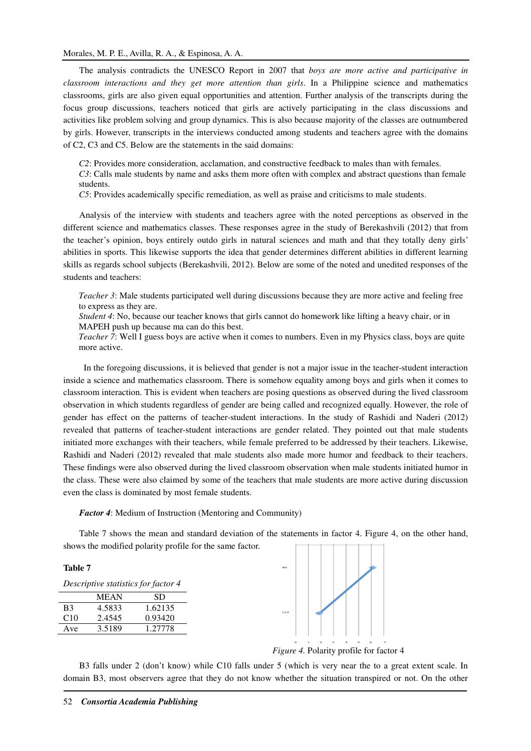The analysis contradicts the UNESCO Report in 2007 that *boys are more active and participative in classroom interactions and they get more attention than girls*. In a Philippine science and mathematics classrooms, girls are also given equal opportunities and attention. Further analysis of the transcripts during the focus group discussions, teachers noticed that girls are actively participating in the class discussions and activities like problem solving and group dynamics. This is also because majority of the classes are outnumbered by girls. However, transcripts in the interviews conducted among students and teachers agree with the domains of C2, C3 and C5. Below are the statements in the said domains:

*C2*: Provides more consideration, acclamation, and constructive feedback to males than with females.
*C3*: Calls male students by name and asks them more often with complex and abstract questions than female students.
*C5*: Provides academically specific remediation, as well as praise and criticisms to male students.

Analysis of the interview with students and teachers agree with the noted perceptions as observed in the different science and mathematics classes. These responses agree in the study of Berekashvili (2012) that from the teacher's opinion, boys entirely outdo girls in natural sciences and math and that they totally deny girls' abilities in sports. This likewise supports the idea that gender determines different abilities in different learning skills as regards school subjects (Berekashvili, 2012). Below are some of the noted and unedited responses of the students and teachers:

*Teacher 3*: Male students participated well during discussions because they are more active and feeling free to express as they are.
*Student 4*: No, because our teacher knows that girls cannot do homework like lifting a heavy chair, or in MAPEH push up because ma can do this best.
*Teacher 7*: Well I guess boys are active when it comes to numbers. Even in my Physics class, boys are quite more active.

In the foregoing discussions, it is believed that gender is not a major issue in the teacher-student interaction inside a science and mathematics classroom. There is somehow equality among boys and girls when it comes to classroom interaction. This is evident when teachers are posing questions as observed during the lived classroom observation in which students regardless of gender are being called and recognized equally. However, the role of gender has effect on the patterns of teacher-student interactions. In the study of Rashidi and Naderi (2012) revealed that patterns of teacher-student interactions are gender related. They pointed out that male students initiated more exchanges with their teachers, while female preferred to be addressed by their teachers. Likewise, Rashidi and Naderi (2012) revealed that male students also made more humor and feedback to their teachers. These findings were also observed during the lived classroom observation when male students initiated humor in the class. These were also claimed by some of the teachers that male students are more active during discussion even the class is dominated by most female students.

***Factor 4***: Medium of Instruction (Mentoring and Community)

Table 7 shows the mean and standard deviation of the statements in factor 4. Figure 4, on the other hand, shows the modified polarity profile for the same factor.

**Table 7**

*Descriptive statistics for factor 4*

| | MEAN | SD |
|---|---|---|
| B3 | 4.5833 | 1.62135 |
| C10 | 2.4545 | 0.93420 |
| Ave | 3.5189 | 1.27778 |

*Figure 4.* Polarity profile for factor 4

B3 falls under 2 (don't know) while C10 falls under 5 (which is very near the to a great extent scale. In domain B3, most observers agree that they do not know whether the situation transpired or not. On the other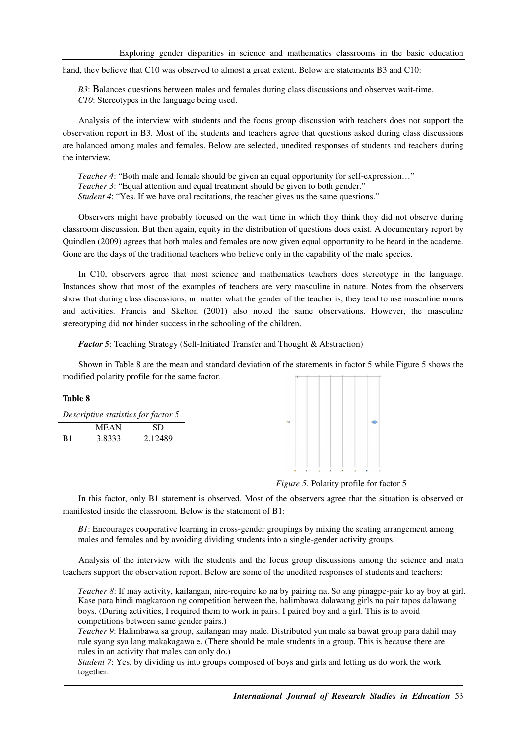hand, they believe that C10 was observed to almost a great extent. Below are statements B3 and C10:

> *B3*: Balances questions between males and females during class discussions and observes wait-time.
> *C10*: Stereotypes in the language being used.

Analysis of the interview with students and the focus group discussion with teachers does not support the observation report in B3. Most of the students and teachers agree that questions asked during class discussions are balanced among males and females. Below are selected, unedited responses of students and teachers during the interview.

> *Teacher 4*: "Both male and female should be given an equal opportunity for self-expression…"
> *Teacher 3*: "Equal attention and equal treatment should be given to both gender."
> *Student 4*: "Yes. If we have oral recitations, the teacher gives us the same questions."

Observers might have probably focused on the wait time in which they think they did not observe during classroom discussion. But then again, equity in the distribution of questions does exist. A documentary report by Quindlen (2009) agrees that both males and females are now given equal opportunity to be heard in the academe. Gone are the days of the traditional teachers who believe only in the capability of the male species.

In C10, observers agree that most science and mathematics teachers does stereotype in the language. Instances show that most of the examples of teachers are very masculine in nature. Notes from the observers show that during class discussions, no matter what the gender of the teacher is, they tend to use masculine nouns and activities. Francis and Skelton (2001) also noted the same observations. However, the masculine stereotyping did not hinder success in the schooling of the children.

***Factor 5***: Teaching Strategy (Self-Initiated Transfer and Thought & Abstraction)

Shown in Table 8 are the mean and standard deviation of the statements in factor 5 while Figure 5 shows the modified polarity profile for the same factor.

**Table 8**

*Descriptive statistics for factor 5*

| | MEAN | SD |
|---|---|---|
| B1 | 3.8333 | 2.12489 |

*Figure 5*. Polarity profile for factor 5

In this factor, only B1 statement is observed. Most of the observers agree that the situation is observed or manifested inside the classroom. Below is the statement of B1:

> *B1*: Encourages cooperative learning in cross-gender groupings by mixing the seating arrangement among males and females and by avoiding dividing students into a single-gender activity groups.

Analysis of the interview with the students and the focus group discussions among the science and math teachers support the observation report. Below are some of the unedited responses of students and teachers:

> *Teacher 8*: If may activity, kailangan, nire-require ko na by pairing na. So ang pinagpe-pair ko ay boy at girl. Kase para hindi magkaroon ng competition between the, halimbawa dalawang girls na pair tapos dalawang boys. (During activities, I required them to work in pairs. I paired boy and a girl. This is to avoid competitions between same gender pairs.)
> *Teacher 9*: Halimbawa sa group, kailangan may male. Distributed yun male sa bawat group para dahil may rule syang sya lang makakagawa e. (There should be male students in a group. This is because there are rules in an activity that males can only do.)
> *Student 7*: Yes, by dividing us into groups composed of boys and girls and letting us do work the work together.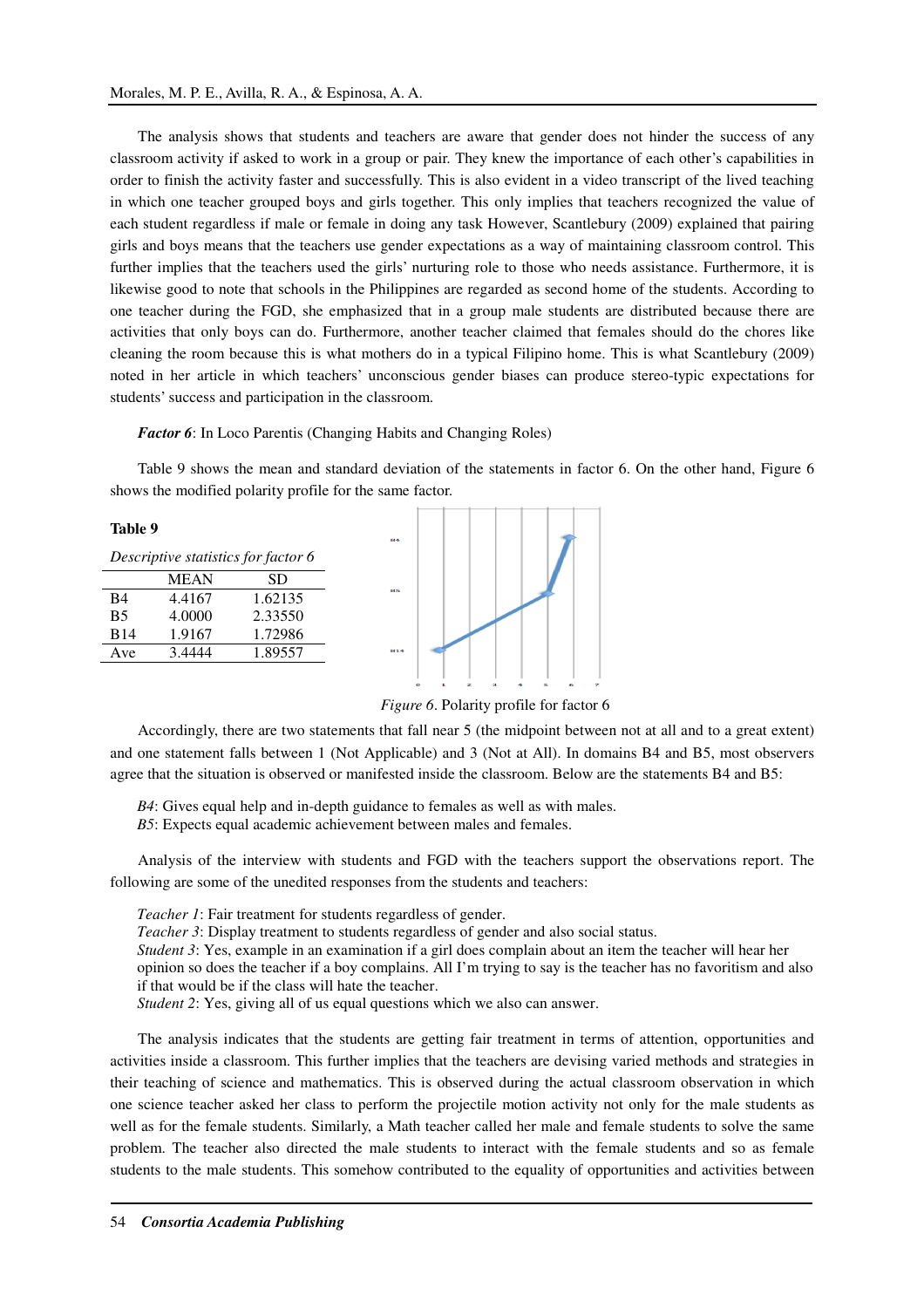The analysis shows that students and teachers are aware that gender does not hinder the success of any classroom activity if asked to work in a group or pair. They knew the importance of each other's capabilities in order to finish the activity faster and successfully. This is also evident in a video transcript of the lived teaching in which one teacher grouped boys and girls together. This only implies that teachers recognized the value of each student regardless if male or female in doing any task However, Scantlebury (2009) explained that pairing girls and boys means that the teachers use gender expectations as a way of maintaining classroom control. This further implies that the teachers used the girls' nurturing role to those who needs assistance. Furthermore, it is likewise good to note that schools in the Philippines are regarded as second home of the students. According to one teacher during the FGD, she emphasized that in a group male students are distributed because there are activities that only boys can do. Furthermore, another teacher claimed that females should do the chores like cleaning the room because this is what mothers do in a typical Filipino home. This is what Scantlebury (2009) noted in her article in which teachers' unconscious gender biases can produce stereo-typic expectations for students' success and participation in the classroom.

***Factor 6***: In Loco Parentis (Changing Habits and Changing Roles)

Table 9 shows the mean and standard deviation of the statements in factor 6. On the other hand, Figure 6 shows the modified polarity profile for the same factor.

**Table 9**

*Descriptive statistics for factor 6*

| | MEAN | SD |
|---|---|---|
| B4 | 4.4167 | 1.62135 |
| B5 | 4.0000 | 2.33550 |
| B14 | 1.9167 | 1.72986 |
| Ave | 3.4444 | 1.89557 |

*Figure 6*. Polarity profile for factor 6

Accordingly, there are two statements that fall near 5 (the midpoint between not at all and to a great extent) and one statement falls between 1 (Not Applicable) and 3 (Not at All). In domains B4 and B5, most observers agree that the situation is observed or manifested inside the classroom. Below are the statements B4 and B5:

*B4*: Gives equal help and in-depth guidance to females as well as with males.
*B5*: Expects equal academic achievement between males and females.

Analysis of the interview with students and FGD with the teachers support the observations report. The following are some of the unedited responses from the students and teachers:

*Teacher 1*: Fair treatment for students regardless of gender.
*Teacher 3*: Display treatment to students regardless of gender and also social status.
*Student 3*: Yes, example in an examination if a girl does complain about an item the teacher will hear her opinion so does the teacher if a boy complains. All I'm trying to say is the teacher has no favoritism and also if that would be if the class will hate the teacher.
*Student 2*: Yes, giving all of us equal questions which we also can answer.

The analysis indicates that the students are getting fair treatment in terms of attention, opportunities and activities inside a classroom. This further implies that the teachers are devising varied methods and strategies in their teaching of science and mathematics. This is observed during the actual classroom observation in which one science teacher asked her class to perform the projectile motion activity not only for the male students as well as for the female students. Similarly, a Math teacher called her male and female students to solve the same problem. The teacher also directed the male students to interact with the female students and so as female students to the male students. This somehow contributed to the equality of opportunities and activities between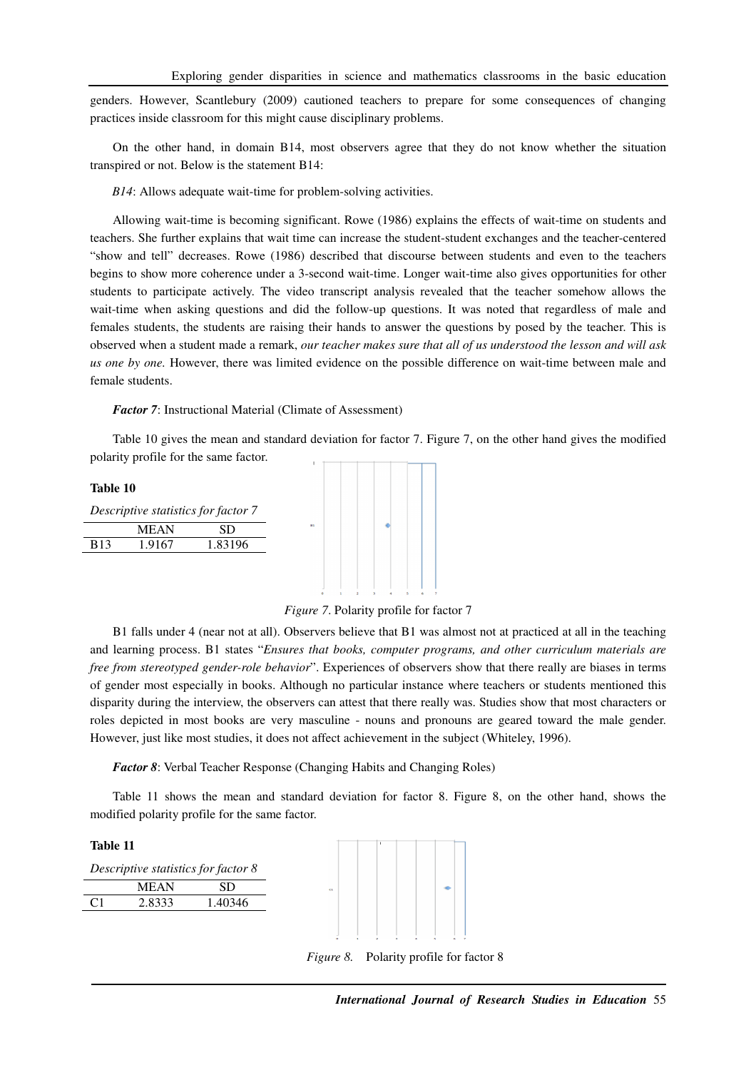genders. However, Scantlebury (2009) cautioned teachers to prepare for some consequences of changing practices inside classroom for this might cause disciplinary problems.

On the other hand, in domain B14, most observers agree that they do not know whether the situation transpired or not. Below is the statement B14:

*B14*: Allows adequate wait-time for problem-solving activities.

Allowing wait-time is becoming significant. Rowe (1986) explains the effects of wait-time on students and teachers. She further explains that wait time can increase the student-student exchanges and the teacher-centered "show and tell" decreases. Rowe (1986) described that discourse between students and even to the teachers begins to show more coherence under a 3-second wait-time. Longer wait-time also gives opportunities for other students to participate actively. The video transcript analysis revealed that the teacher somehow allows the wait-time when asking questions and did the follow-up questions. It was noted that regardless of male and females students, the students are raising their hands to answer the questions by posed by the teacher. This is observed when a student made a remark, *our teacher makes sure that all of us understood the lesson and will ask us one by one.* However, there was limited evidence on the possible difference on wait-time between male and female students.

***Factor 7***: Instructional Material (Climate of Assessment)

Table 10 gives the mean and standard deviation for factor 7. Figure 7, on the other hand gives the modified polarity profile for the same factor.

**Table 10**

*Descriptive statistics for factor 7*

| | MEAN | SD |
|---|---|---|
| B13 | 1.9167 | 1.83196 |

*Figure 7*. Polarity profile for factor 7

B1 falls under 4 (near not at all). Observers believe that B1 was almost not at practiced at all in the teaching and learning process. B1 states "*Ensures that books, computer programs, and other curriculum materials are free from stereotyped gender-role behavior*". Experiences of observers show that there really are biases in terms of gender most especially in books. Although no particular instance where teachers or students mentioned this disparity during the interview, the observers can attest that there really was. Studies show that most characters or roles depicted in most books are very masculine - nouns and pronouns are geared toward the male gender. However, just like most studies, it does not affect achievement in the subject (Whiteley, 1996).

***Factor 8***: Verbal Teacher Response (Changing Habits and Changing Roles)

Table 11 shows the mean and standard deviation for factor 8. Figure 8, on the other hand, shows the modified polarity profile for the same factor.

**Table 11**

*Descriptive statistics for factor 8*

| | MEAN | SD |
|---|---|---|
| C1 | 2.8333 | 1.40346 |

*Figure 8*. Polarity profile for factor 8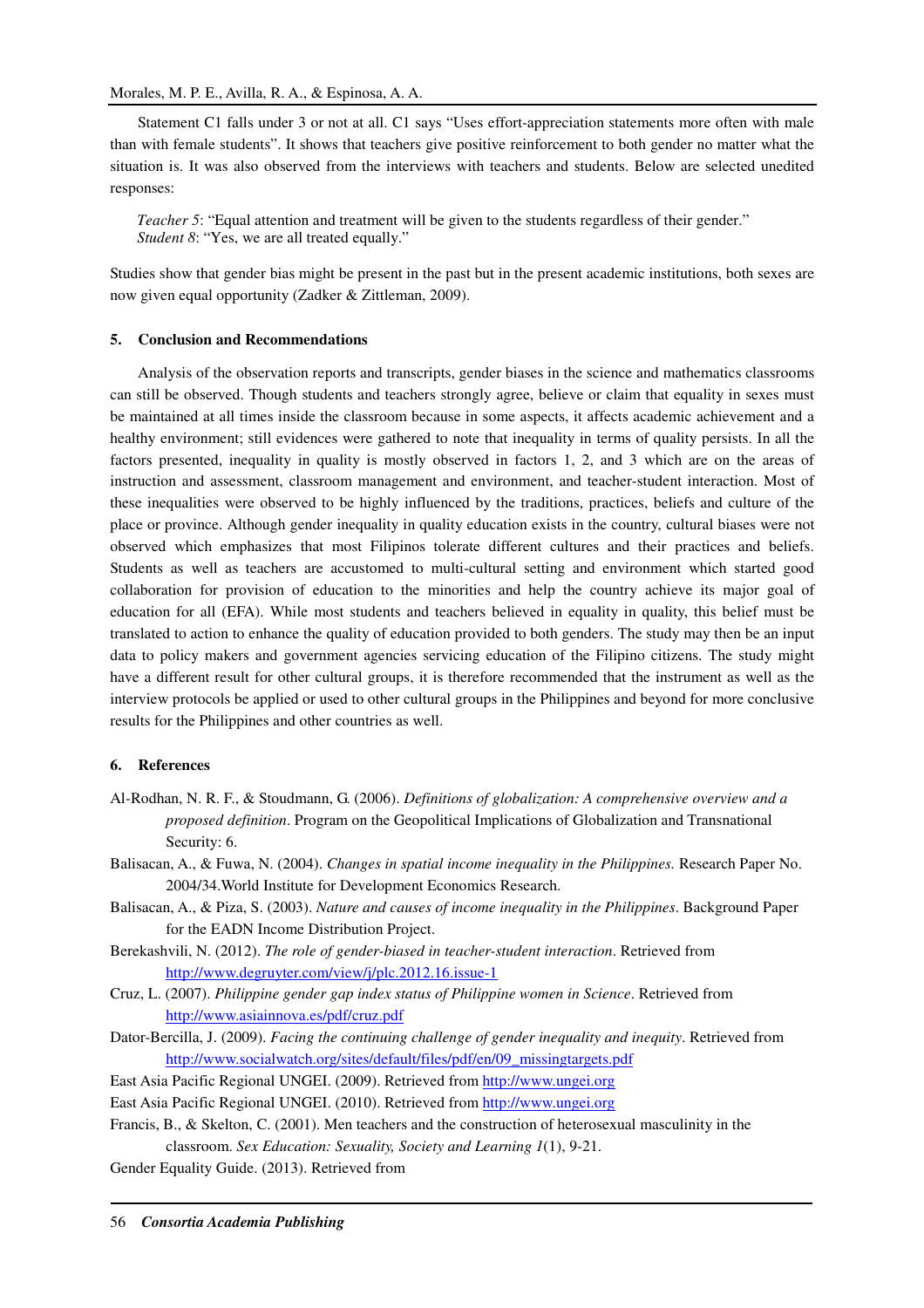Statement C1 falls under 3 or not at all. C1 says "Uses effort-appreciation statements more often with male than with female students". It shows that teachers give positive reinforcement to both gender no matter what the situation is. It was also observed from the interviews with teachers and students. Below are selected unedited responses:

> *Teacher 5*: "Equal attention and treatment will be given to the students regardless of their gender."
> *Student 8*: "Yes, we are all treated equally."

Studies show that gender bias might be present in the past but in the present academic institutions, both sexes are now given equal opportunity (Zadker & Zittleman, 2009).

## 5. Conclusion and Recommendations

Analysis of the observation reports and transcripts, gender biases in the science and mathematics classrooms can still be observed. Though students and teachers strongly agree, believe or claim that equality in sexes must be maintained at all times inside the classroom because in some aspects, it affects academic achievement and a healthy environment; still evidences were gathered to note that inequality in terms of quality persists. In all the factors presented, inequality in quality is mostly observed in factors 1, 2, and 3 which are on the areas of instruction and assessment, classroom management and environment, and teacher-student interaction. Most of these inequalities were observed to be highly influenced by the traditions, practices, beliefs and culture of the place or province. Although gender inequality in quality education exists in the country, cultural biases were not observed which emphasizes that most Filipinos tolerate different cultures and their practices and beliefs. Students as well as teachers are accustomed to multi-cultural setting and environment which started good collaboration for provision of education to the minorities and help the country achieve its major goal of education for all (EFA). While most students and teachers believed in equality in quality, this belief must be translated to action to enhance the quality of education provided to both genders. The study may then be an input data to policy makers and government agencies servicing education of the Filipino citizens. The study might have a different result for other cultural groups, it is therefore recommended that the instrument as well as the interview protocols be applied or used to other cultural groups in the Philippines and beyond for more conclusive results for the Philippines and other countries as well.

## 6. References

Al-Rodhan, N. R. F., & Stoudmann, G. (2006). *Definitions of globalization: A comprehensive overview and a proposed definition*. Program on the Geopolitical Implications of Globalization and Transnational Security: 6.

Balisacan, A., & Fuwa, N. (2004). *Changes in spatial income inequality in the Philippines.* Research Paper No. 2004/34.World Institute for Development Economics Research.

Balisacan, A., & Piza, S. (2003). *Nature and causes of income inequality in the Philippines*. Background Paper for the EADN Income Distribution Project.

Berekashvili, N. (2012). *The role of gender-biased in teacher-student interaction*. Retrieved from http://www.degruyter.com/view/j/plc.2012.16.issue-1

Cruz, L. (2007). *Philippine gender gap index status of Philippine women in Science*. Retrieved from http://www.asiainnova.es/pdf/cruz.pdf

Dator-Bercilla, J. (2009). *Facing the continuing challenge of gender inequality and inequity*. Retrieved from http://www.socialwatch.org/sites/default/files/pdf/en/09_missingtargets.pdf

East Asia Pacific Regional UNGEI. (2009). Retrieved from http://www.ungei.org

East Asia Pacific Regional UNGEI. (2010). Retrieved from http://www.ungei.org

Francis, B., & Skelton, C. (2001). Men teachers and the construction of heterosexual masculinity in the classroom. *Sex Education: Sexuality, Society and Learning 1*(1), 9-21.

Gender Equality Guide. (2013). Retrieved from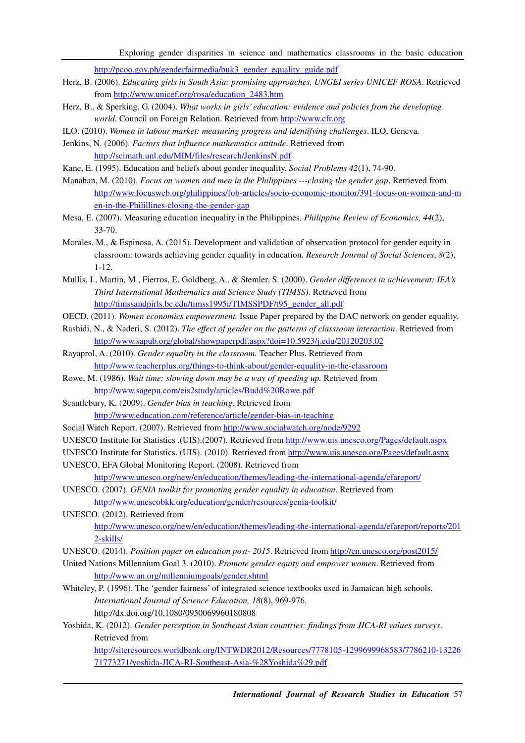http://pcoo.gov.ph/genderfairmedia/buk3_gender_equality_guide.pdf

Herz, B. (2006). *Educating girls in South Asia: promising approaches, UNGEI series UNICEF ROSA*. Retrieved from http://www.unicef.org/rosa/education_2483.htm

Herz, B., & Sperking, G. (2004). *What works in girls' education: evidence and policies from the developing world*. Council on Foreign Relation. Retrieved from http://www.cfr.org

ILO. (2010). *Women in labour market: measuring progress and identifying challenges*. ILO, Geneva.

Jenkins, N. (2006). *Factors that influence mathematics attitude*. Retrieved from http://scimath.unl.edu/MIM/files/research/JenkinsN.pdf

Kane, E. (1995). Education and beliefs about gender inequality. *Social Problems 42*(1), 74-90.

Manahan, M. (2010). *Focus on women and men in the Philippines ---closing the gender gap*. Retrieved from http://www.focusweb.org/philippines/fob-articles/socio-economic-monitor/391-focus-on-women-and-men-in-the-Phlillines-closing-the-gender-gap

Mesa, E. (2007). Measuring education inequality in the Philippines. *Philippine Review of Economics, 44*(2), 33-70.

Morales, M., & Espinosa, A. (2015). Development and validation of observation protocol for gender equity in classroom: towards achieving gender equality in education. *Research Journal of Social Sciences*, *8*(2), 1-12.

Mullis, I., Martin, M., Fierros, E. Goldberg, A., & Stemler, S. (2000). *Gender differences in achievement: IEA's Third International Mathematics and Science Study (TIMSS)*. Retrieved from http://timssandpirls.bc.edu/timss1995i/TIMSSPDF/t95_gender_all.pdf

OECD. (2011). *Women economics empowerment.* Issue Paper prepared by the DAC network on gender equality.

Rashidi, N., & Naderi, S. (2012). *The effect of gender on the patterns of classroom interaction*. Retrieved from http://www.sapub.org/global/showpaperpdf.aspx?doi=10.5923/j.edu/20120203.02

Rayaprol, A. (2010). *Gender equality in the classroom.* Teacher Plus. Retrieved from http://www.teacherplus.org/things-to-think-about/gender-equality-in-the-classroom

Rowe, M. (1986). *Wait time: slowing down may be a way of speeding up.* Retrieved from http://www.sagepu.com/eis2study/articles/Budd%20Rowe.pdf

Scantlebury, K. (2009). *Gender bias in teaching*. Retrieved from http://www.education.com/reference/article/gender-bias-in-teaching

Social Watch Report. (2007). Retrieved from http://www.socialwatch.org/node/9292

UNESCO Institute for Statistics .(UIS).(2007). Retrieved from http://www.uis.unesco.org/Pages/default.aspx

UNESCO Institute for Statistics. (UIS). (2010). Retrieved from http://www.uis.unesco.org/Pages/default.aspx

UNESCO, EFA Global Monitoring Report. (2008). Retrieved from http://www.unesco.org/new/en/education/themes/leading-the-international-agenda/efareport/

UNESCO. (2007). *GENIA toolkit for promoting gender equality in education*. Retrieved from http://www.unescobkk.org/education/gender/resources/genia-toolkit/

UNESCO. (2012). Retrieved from http://www.unesco.org/new/en/education/themes/leading-the-international-agenda/efareport/reports/2012-skills/

UNESCO. (2014). *Position paper on education post- 2015*. Retrieved from http://en.unesco.org/post2015/

United Nations Millennium Goal 3. (2010). *Promote gender equity and empower women*. Retrieved from http://www.un.org/millenniumgoals/gender.shtml

Whiteley, P. (1996). The 'gender fairness' of integrated science textbooks used in Jamaican high schools. *International Journal of Science Education, 18*(8), 969-976. http://dx.doi.org/10.1080/0950069960180808

Yoshida, K. (2012). *Gender perception in Southeast Asian countries: findings from JICA-RI values surveys*. Retrieved from http://siteresources.worldbank.org/INTWDR2012/Resources/7778105-1299699968583/7786210-1322671773271/yoshida-JICA-RI-Southeast-Asia-%28Yoshida%29.pdf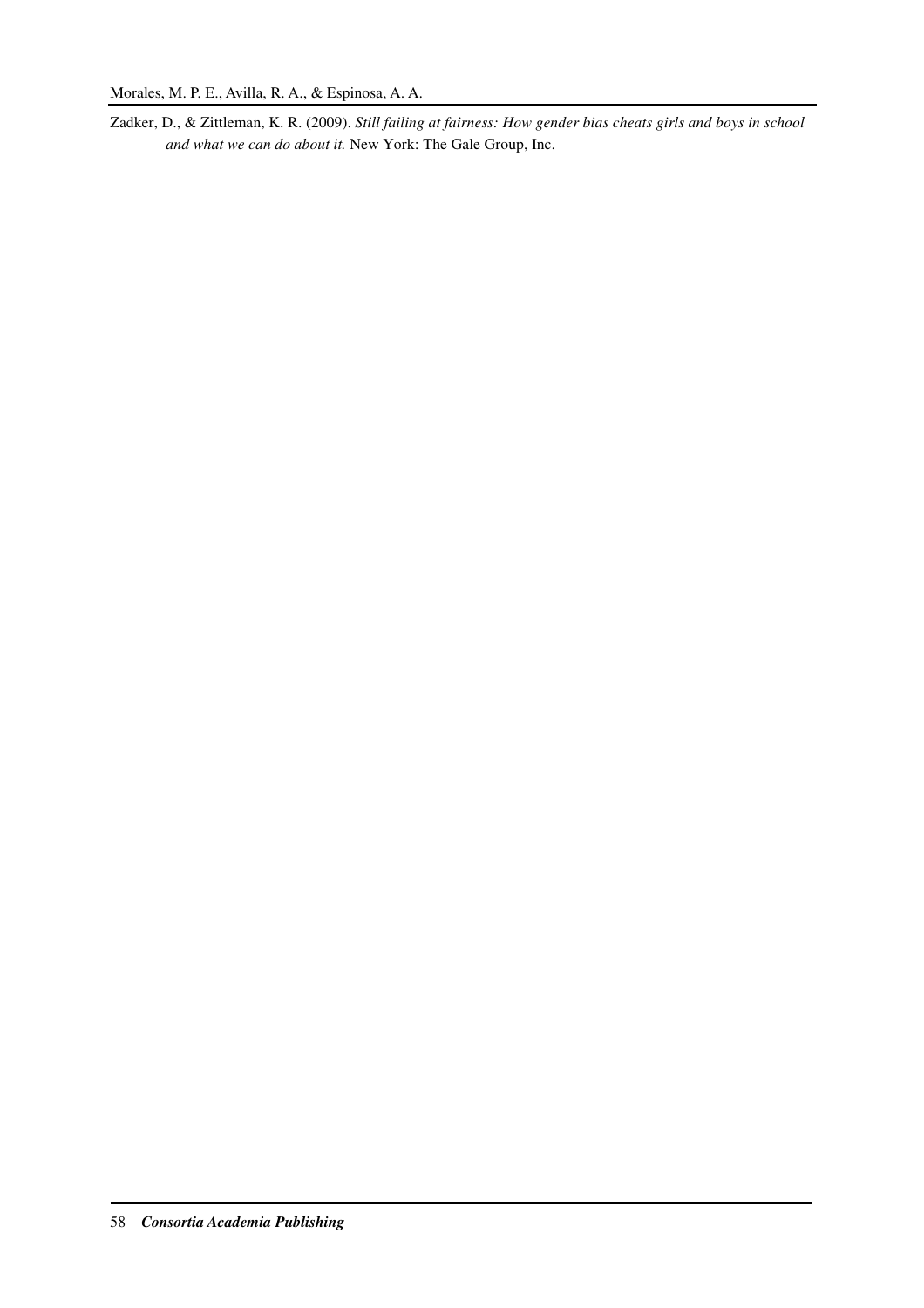Zadker, D., & Zittleman, K. R. (2009). *Still failing at fairness: How gender bias cheats girls and boys in school and what we can do about it.* New York: The Gale Group, Inc.